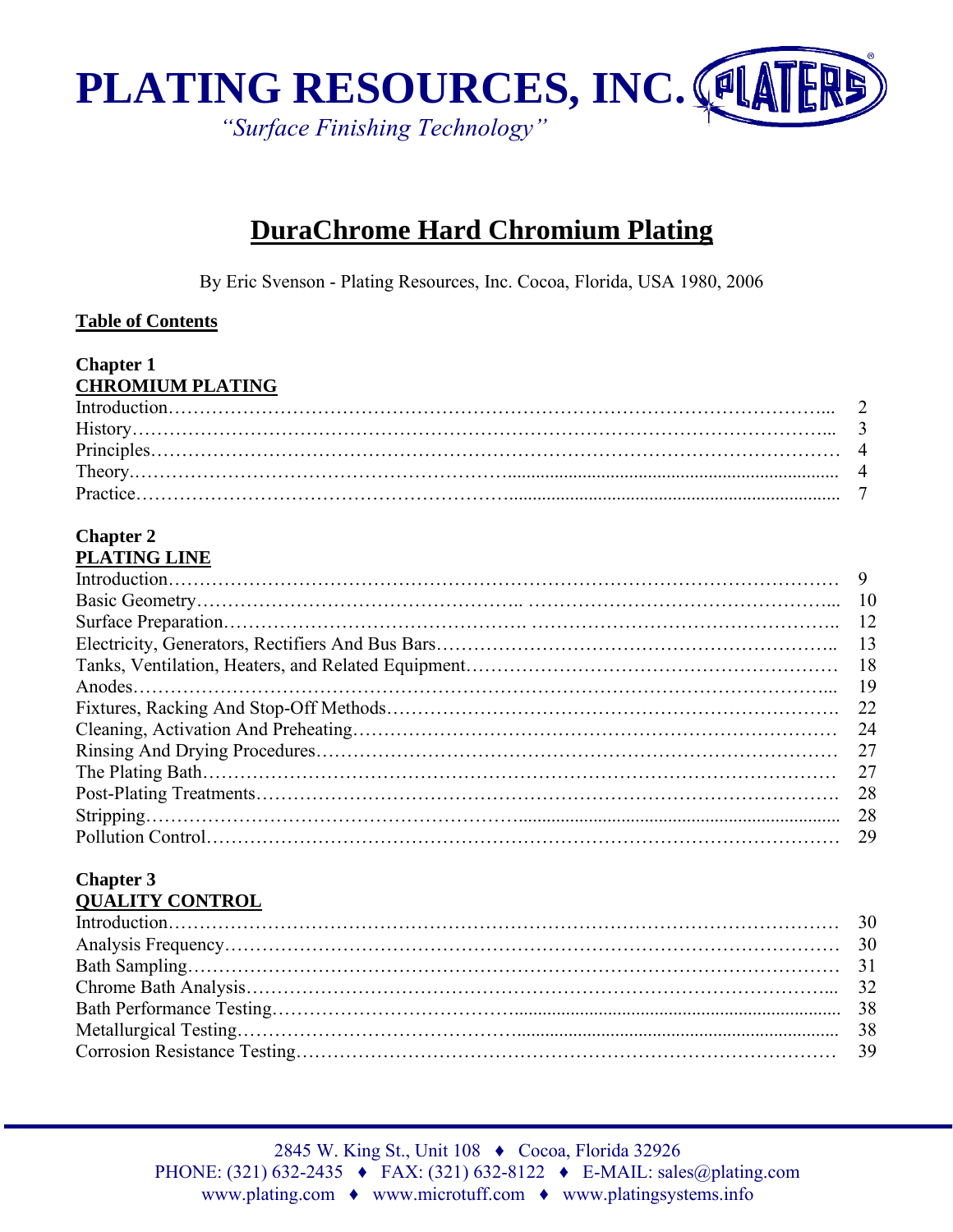# PLATING RESOURCES, INC.

*"Surface Finishing Technology"*

# DuraChrome Hard Chromium Plating

By Eric Svenson - Plating Resources, Inc. Cocoa, Florida, USA 1980, 2006

**Table of Contents**

**Chapter 1**
**CHROMIUM PLATING**

| | |
|---|---|
| Introduction | 2 |
| History | 3 |
| Principles | 4 |
| Theory | 4 |
| Practice | 7 |

**Chapter 2**
**PLATING LINE**

| | |
|---|---|
| Introduction | 9 |
| Basic Geometry | 10 |
| Surface Preparation | 12 |
| Electricity, Generators, Rectifiers And Bus Bars | 13 |
| Tanks, Ventilation, Heaters, and Related Equipment | 18 |
| Anodes | 19 |
| Fixtures, Racking And Stop-Off Methods | 22 |
| Cleaning, Activation And Preheating | 24 |
| Rinsing And Drying Procedures | 27 |
| The Plating Bath | 27 |
| Post-Plating Treatments | 28 |
| Stripping | 28 |
| Pollution Control | 29 |

**Chapter 3**
**QUALITY CONTROL**

| | |
|---|---|
| Introduction | 30 |
| Analysis Frequency | 30 |
| Bath Sampling | 31 |
| Chrome Bath Analysis | 32 |
| Bath Performance Testing | 38 |
| Metallurgical Testing | 38 |
| Corrosion Resistance Testing | 39 |

2845 W. King St., Unit 108 ♦ Cocoa, Florida 32926
PHONE: (321) 632-2435 ♦ FAX: (321) 632-8122 ♦ E-MAIL: sales@plating.com
www.plating.com ♦ www.microtuff.com ♦ www.platingsystems.info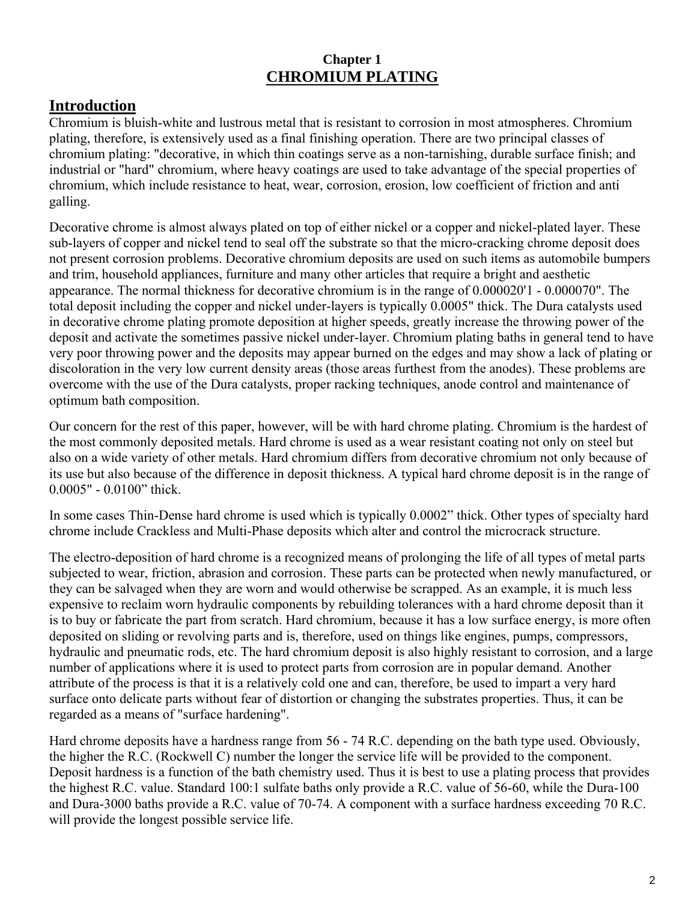**Chapter 1**

# CHROMIUM PLATING

## Introduction

Chromium is bluish-white and lustrous metal that is resistant to corrosion in most atmospheres. Chromium plating, therefore, is extensively used as a final finishing operation. There are two principal classes of chromium plating: "decorative, in which thin coatings serve as a non-tarnishing, durable surface finish; and industrial or "hard" chromium, where heavy coatings are used to take advantage of the special properties of chromium, which include resistance to heat, wear, corrosion, erosion, low coefficient of friction and anti galling.

Decorative chrome is almost always plated on top of either nickel or a copper and nickel-plated layer. These sub-layers of copper and nickel tend to seal off the substrate so that the micro-cracking chrome deposit does not present corrosion problems. Decorative chromium deposits are used on such items as automobile bumpers and trim, household appliances, furniture and many other articles that require a bright and aesthetic appearance. The normal thickness for decorative chromium is in the range of 0.000020'1 - 0.000070". The total deposit including the copper and nickel under-layers is typically 0.0005" thick. The Dura catalysts used in decorative chrome plating promote deposition at higher speeds, greatly increase the throwing power of the deposit and activate the sometimes passive nickel under-layer. Chromium plating baths in general tend to have very poor throwing power and the deposits may appear burned on the edges and may show a lack of plating or discoloration in the very low current density areas (those areas furthest from the anodes). These problems are overcome with the use of the Dura catalysts, proper racking techniques, anode control and maintenance of optimum bath composition.

Our concern for the rest of this paper, however, will be with hard chrome plating. Chromium is the hardest of the most commonly deposited metals. Hard chrome is used as a wear resistant coating not only on steel but also on a wide variety of other metals. Hard chromium differs from decorative chromium not only because of its use but also because of the difference in deposit thickness. A typical hard chrome deposit is in the range of 0.0005" - 0.0100" thick.

In some cases Thin-Dense hard chrome is used which is typically 0.0002" thick. Other types of specialty hard chrome include Crackless and Multi-Phase deposits which alter and control the microcrack structure.

The electro-deposition of hard chrome is a recognized means of prolonging the life of all types of metal parts subjected to wear, friction, abrasion and corrosion. These parts can be protected when newly manufactured, or they can be salvaged when they are worn and would otherwise be scrapped. As an example, it is much less expensive to reclaim worn hydraulic components by rebuilding tolerances with a hard chrome deposit than it is to buy or fabricate the part from scratch. Hard chromium, because it has a low surface energy, is more often deposited on sliding or revolving parts and is, therefore, used on things like engines, pumps, compressors, hydraulic and pneumatic rods, etc. The hard chromium deposit is also highly resistant to corrosion, and a large number of applications where it is used to protect parts from corrosion are in popular demand. Another attribute of the process is that it is a relatively cold one and can, therefore, be used to impart a very hard surface onto delicate parts without fear of distortion or changing the substrates properties. Thus, it can be regarded as a means of "surface hardening".

Hard chrome deposits have a hardness range from 56 - 74 R.C. depending on the bath type used. Obviously, the higher the R.C. (Rockwell C) number the longer the service life will be provided to the component. Deposit hardness is a function of the bath chemistry used. Thus it is best to use a plating process that provides the highest R.C. value. Standard 100:1 sulfate baths only provide a R.C. value of 56-60, while the Dura-100 and Dura-3000 baths provide a R.C. value of 70-74. A component with a surface hardness exceeding 70 R.C. will provide the longest possible service life.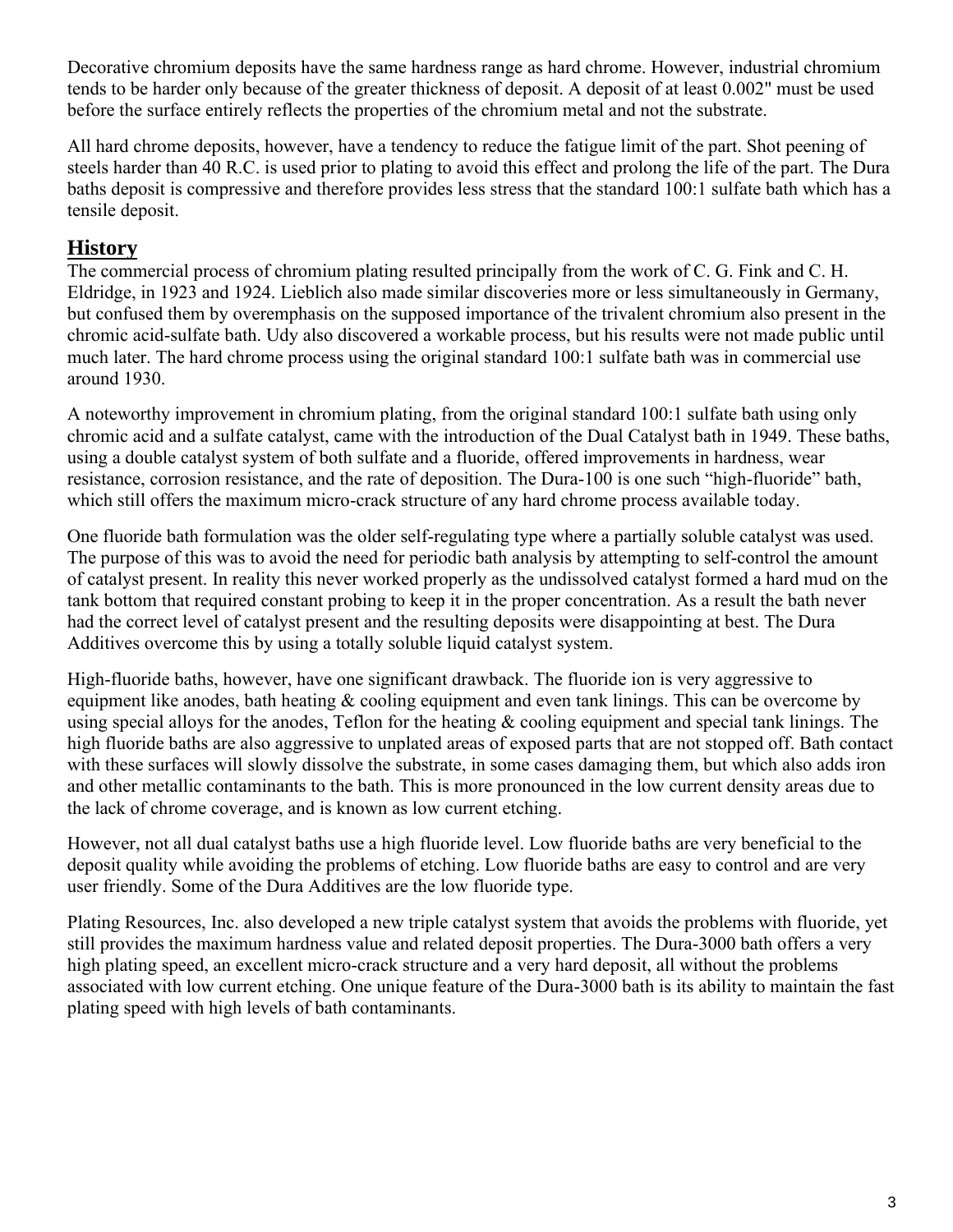Decorative chromium deposits have the same hardness range as hard chrome. However, industrial chromium tends to be harder only because of the greater thickness of deposit. A deposit of at least 0.002" must be used before the surface entirely reflects the properties of the chromium metal and not the substrate.

All hard chrome deposits, however, have a tendency to reduce the fatigue limit of the part. Shot peening of steels harder than 40 R.C. is used prior to plating to avoid this effect and prolong the life of the part. The Dura baths deposit is compressive and therefore provides less stress that the standard 100:1 sulfate bath which has a tensile deposit.

## History

The commercial process of chromium plating resulted principally from the work of C. G. Fink and C. H. Eldridge, in 1923 and 1924. Lieblich also made similar discoveries more or less simultaneously in Germany, but confused them by overemphasis on the supposed importance of the trivalent chromium also present in the chromic acid-sulfate bath. Udy also discovered a workable process, but his results were not made public until much later. The hard chrome process using the original standard 100:1 sulfate bath was in commercial use around 1930.

A noteworthy improvement in chromium plating, from the original standard 100:1 sulfate bath using only chromic acid and a sulfate catalyst, came with the introduction of the Dual Catalyst bath in 1949. These baths, using a double catalyst system of both sulfate and a fluoride, offered improvements in hardness, wear resistance, corrosion resistance, and the rate of deposition. The Dura-100 is one such "high-fluoride" bath, which still offers the maximum micro-crack structure of any hard chrome process available today.

One fluoride bath formulation was the older self-regulating type where a partially soluble catalyst was used. The purpose of this was to avoid the need for periodic bath analysis by attempting to self-control the amount of catalyst present. In reality this never worked properly as the undissolved catalyst formed a hard mud on the tank bottom that required constant probing to keep it in the proper concentration. As a result the bath never had the correct level of catalyst present and the resulting deposits were disappointing at best. The Dura Additives overcome this by using a totally soluble liquid catalyst system.

High-fluoride baths, however, have one significant drawback. The fluoride ion is very aggressive to equipment like anodes, bath heating & cooling equipment and even tank linings. This can be overcome by using special alloys for the anodes, Teflon for the heating & cooling equipment and special tank linings. The high fluoride baths are also aggressive to unplated areas of exposed parts that are not stopped off. Bath contact with these surfaces will slowly dissolve the substrate, in some cases damaging them, but which also adds iron and other metallic contaminants to the bath. This is more pronounced in the low current density areas due to the lack of chrome coverage, and is known as low current etching.

However, not all dual catalyst baths use a high fluoride level. Low fluoride baths are very beneficial to the deposit quality while avoiding the problems of etching. Low fluoride baths are easy to control and are very user friendly. Some of the Dura Additives are the low fluoride type.

Plating Resources, Inc. also developed a new triple catalyst system that avoids the problems with fluoride, yet still provides the maximum hardness value and related deposit properties. The Dura-3000 bath offers a very high plating speed, an excellent micro-crack structure and a very hard deposit, all without the problems associated with low current etching. One unique feature of the Dura-3000 bath is its ability to maintain the fast plating speed with high levels of bath contaminants.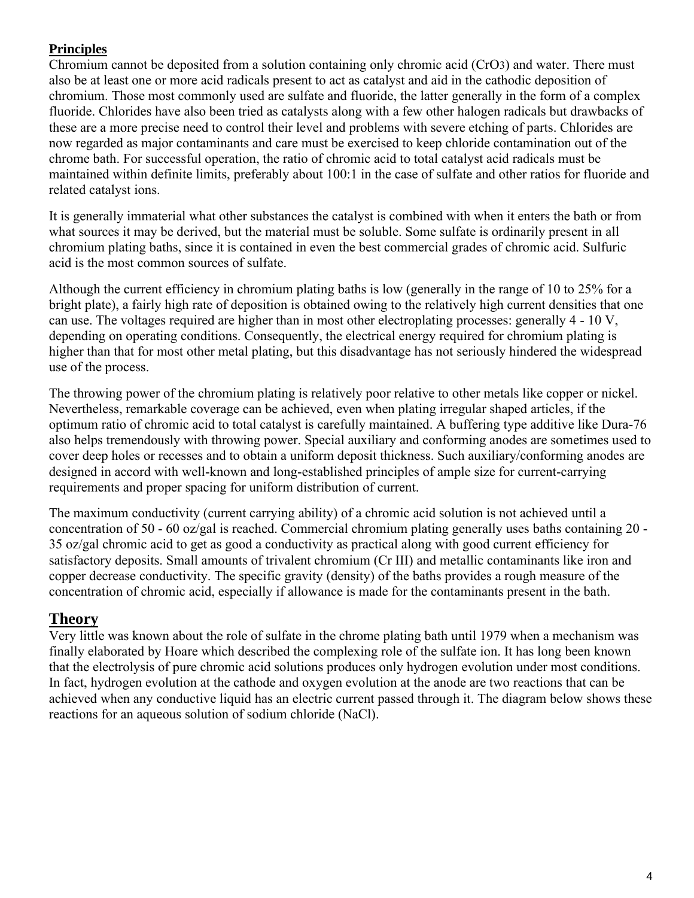## Principles

Chromium cannot be deposited from a solution containing only chromic acid ($CrO_3$) and water. There must also be at least one or more acid radicals present to act as catalyst and aid in the cathodic deposition of chromium. Those most commonly used are sulfate and fluoride, the latter generally in the form of a complex fluoride. Chlorides have also been tried as catalysts along with a few other halogen radicals but drawbacks of these are a more precise need to control their level and problems with severe etching of parts. Chlorides are now regarded as major contaminants and care must be exercised to keep chloride contamination out of the chrome bath. For successful operation, the ratio of chromic acid to total catalyst acid radicals must be maintained within definite limits, preferably about 100:1 in the case of sulfate and other ratios for fluoride and related catalyst ions.

It is generally immaterial what other substances the catalyst is combined with when it enters the bath or from what sources it may be derived, but the material must be soluble. Some sulfate is ordinarily present in all chromium plating baths, since it is contained in even the best commercial grades of chromic acid. Sulfuric acid is the most common sources of sulfate.

Although the current efficiency in chromium plating baths is low (generally in the range of 10 to 25% for a bright plate), a fairly high rate of deposition is obtained owing to the relatively high current densities that one can use. The voltages required are higher than in most other electroplating processes: generally 4 - 10 V, depending on operating conditions. Consequently, the electrical energy required for chromium plating is higher than that for most other metal plating, but this disadvantage has not seriously hindered the widespread use of the process.

The throwing power of the chromium plating is relatively poor relative to other metals like copper or nickel. Nevertheless, remarkable coverage can be achieved, even when plating irregular shaped articles, if the optimum ratio of chromic acid to total catalyst is carefully maintained. A buffering type additive like Dura-76 also helps tremendously with throwing power. Special auxiliary and conforming anodes are sometimes used to cover deep holes or recesses and to obtain a uniform deposit thickness. Such auxiliary/conforming anodes are designed in accord with well-known and long-established principles of ample size for current-carrying requirements and proper spacing for uniform distribution of current.

The maximum conductivity (current carrying ability) of a chromic acid solution is not achieved until a concentration of 50 - 60 oz/gal is reached. Commercial chromium plating generally uses baths containing 20 - 35 oz/gal chromic acid to get as good a conductivity as practical along with good current efficiency for satisfactory deposits. Small amounts of trivalent chromium (Cr III) and metallic contaminants like iron and copper decrease conductivity. The specific gravity (density) of the baths provides a rough measure of the concentration of chromic acid, especially if allowance is made for the contaminants present in the bath.

## Theory

Very little was known about the role of sulfate in the chrome plating bath until 1979 when a mechanism was finally elaborated by Hoare which described the complexing role of the sulfate ion. It has long been known that the electrolysis of pure chromic acid solutions produces only hydrogen evolution under most conditions. In fact, hydrogen evolution at the cathode and oxygen evolution at the anode are two reactions that can be achieved when any conductive liquid has an electric current passed through it. The diagram below shows these reactions for an aqueous solution of sodium chloride (NaCl).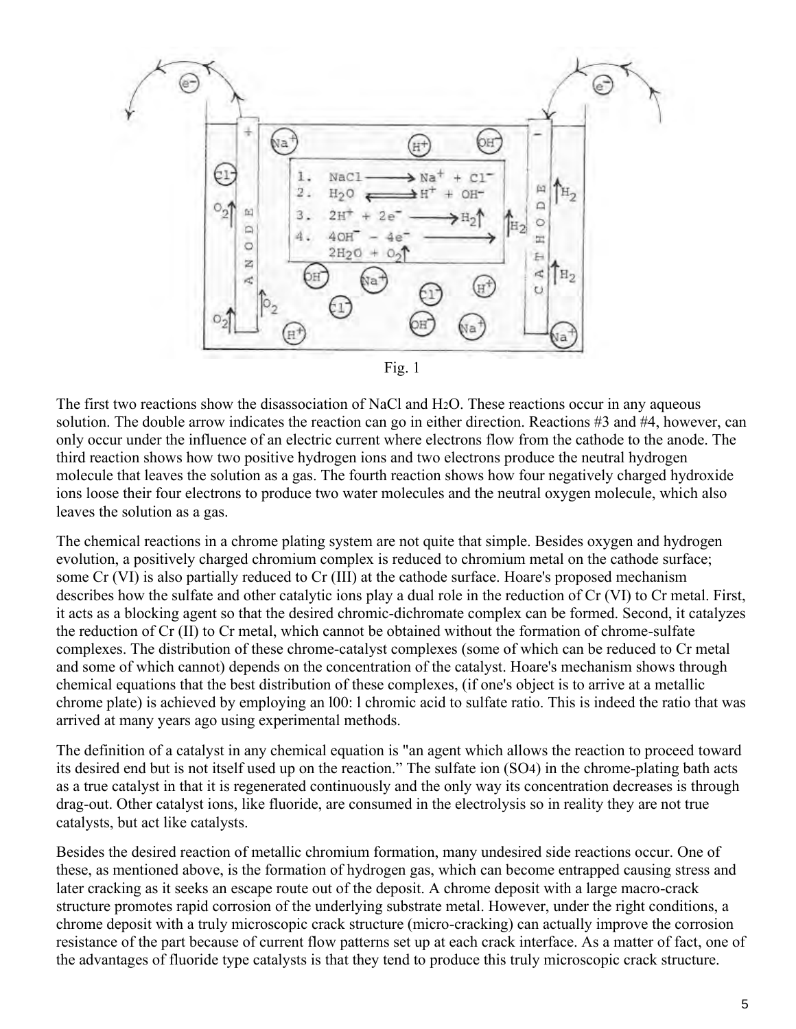Fig. 1

The first two reactions show the disassociation of NaCl and $H_2O$. These reactions occur in any aqueous solution. The double arrow indicates the reaction can go in either direction. Reactions #3 and #4, however, can only occur under the influence of an electric current where electrons flow from the cathode to the anode. The third reaction shows how two positive hydrogen ions and two electrons produce the neutral hydrogen molecule that leaves the solution as a gas. The fourth reaction shows how four negatively charged hydroxide ions loose their four electrons to produce two water molecules and the neutral oxygen molecule, which also leaves the solution as a gas.

The chemical reactions in a chrome plating system are not quite that simple. Besides oxygen and hydrogen evolution, a positively charged chromium complex is reduced to chromium metal on the cathode surface; some Cr (VI) is also partially reduced to Cr (III) at the cathode surface. Hoare's proposed mechanism describes how the sulfate and other catalytic ions play a dual role in the reduction of Cr (VI) to Cr metal. First, it acts as a blocking agent so that the desired chromic-dichromate complex can be formed. Second, it catalyzes the reduction of Cr (II) to Cr metal, which cannot be obtained without the formation of chrome-sulfate complexes. The distribution of these chrome-catalyst complexes (some of which can be reduced to Cr metal and some of which cannot) depends on the concentration of the catalyst. Hoare's mechanism shows through chemical equations that the best distribution of these complexes, (if one's object is to arrive at a metallic chrome plate) is achieved by employing an l00: l chromic acid to sulfate ratio. This is indeed the ratio that was arrived at many years ago using experimental methods.

The definition of a catalyst in any chemical equation is "an agent which allows the reaction to proceed toward its desired end but is not itself used up on the reaction." The sulfate ion ($SO_4$) in the chrome-plating bath acts as a true catalyst in that it is regenerated continuously and the only way its concentration decreases is through drag-out. Other catalyst ions, like fluoride, are consumed in the electrolysis so in reality they are not true catalysts, but act like catalysts.

Besides the desired reaction of metallic chromium formation, many undesired side reactions occur. One of these, as mentioned above, is the formation of hydrogen gas, which can become entrapped causing stress and later cracking as it seeks an escape route out of the deposit. A chrome deposit with a large macro-crack structure promotes rapid corrosion of the underlying substrate metal. However, under the right conditions, a chrome deposit with a truly microscopic crack structure (micro-cracking) can actually improve the corrosion resistance of the part because of current flow patterns set up at each crack interface. As a matter of fact, one of the advantages of fluoride type catalysts is that they tend to produce this truly microscopic crack structure.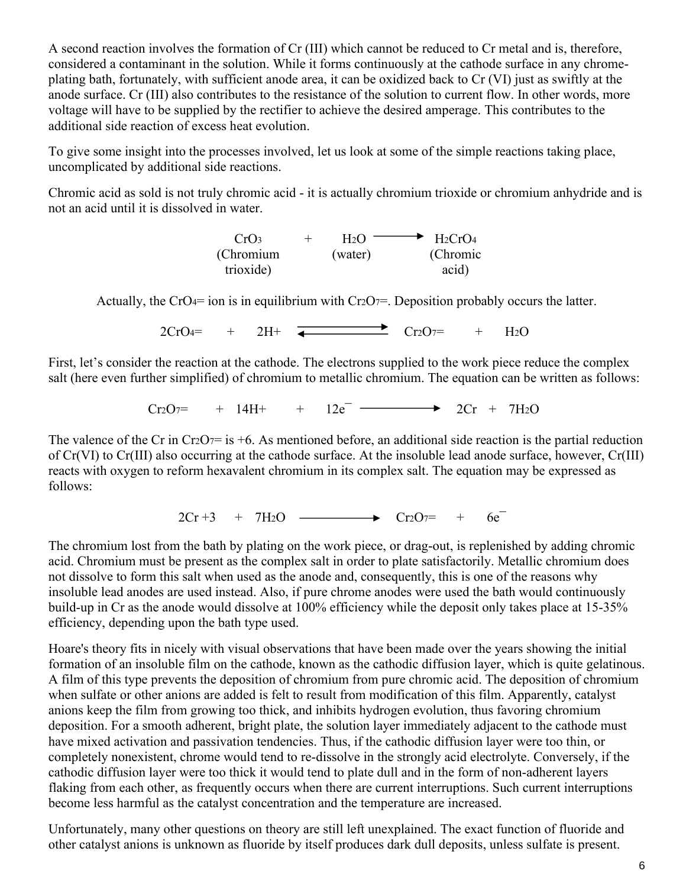A second reaction involves the formation of Cr (III) which cannot be reduced to Cr metal and is, therefore, considered a contaminant in the solution. While it forms continuously at the cathode surface in any chrome-plating bath, fortunately, with sufficient anode area, it can be oxidized back to Cr (VI) just as swiftly at the anode surface. Cr (III) also contributes to the resistance of the solution to current flow. In other words, more voltage will have to be supplied by the rectifier to achieve the desired amperage. This contributes to the additional side reaction of excess heat evolution.

To give some insight into the processes involved, let us look at some of the simple reactions taking place, uncomplicated by additional side reactions.

Chromic acid as sold is not truly chromic acid - it is actually chromium trioxide or chromium anhydride and is not an acid until it is dissolved in water.

$$\underset{\text{(Chromium trioxide)}}{CrO_3} + \underset{\text{(water)}}{H_2O} \longrightarrow \underset{\text{(Chromic acid)}}{H_2CrO_4}$$

Actually, the $CrO_4^{=}$ ion is in equilibrium with $Cr_2O_7^{=}$. Deposition probably occurs the latter.

$$2CrO_4^{=} + 2H^+ \rightleftharpoons Cr_2O_7^{=} + H_2O$$

First, let's consider the reaction at the cathode. The electrons supplied to the work piece reduce the complex salt (here even further simplified) of chromium to metallic chromium. The equation can be written as follows:

$$Cr_2O_7^{=} + 14H^+ + 12e^- \longrightarrow 2Cr + 7H_2O$$

The valence of the Cr in $Cr_2O_7^{=}$ is +6. As mentioned before, an additional side reaction is the partial reduction of Cr(VI) to Cr(III) also occurring at the cathode surface. At the insoluble lead anode surface, however, Cr(III) reacts with oxygen to reform hexavalent chromium in its complex salt. The equation may be expressed as follows:

$$2Cr^{+3} + 7H_2O \longrightarrow Cr_2O_7^{=} + 6e^-$$

The chromium lost from the bath by plating on the work piece, or drag-out, is replenished by adding chromic acid. Chromium must be present as the complex salt in order to plate satisfactorily. Metallic chromium does not dissolve to form this salt when used as the anode and, consequently, this is one of the reasons why insoluble lead anodes are used instead. Also, if pure chrome anodes were used the bath would continuously build-up in Cr as the anode would dissolve at 100% efficiency while the deposit only takes place at 15-35% efficiency, depending upon the bath type used.

Hoare's theory fits in nicely with visual observations that have been made over the years showing the initial formation of an insoluble film on the cathode, known as the cathodic diffusion layer, which is quite gelatinous. A film of this type prevents the deposition of chromium from pure chromic acid. The deposition of chromium when sulfate or other anions are added is felt to result from modification of this film. Apparently, catalyst anions keep the film from growing too thick, and inhibits hydrogen evolution, thus favoring chromium deposition. For a smooth adherent, bright plate, the solution layer immediately adjacent to the cathode must have mixed activation and passivation tendencies. Thus, if the cathodic diffusion layer were too thin, or completely nonexistent, chrome would tend to re-dissolve in the strongly acid electrolyte. Conversely, if the cathodic diffusion layer were too thick it would tend to plate dull and in the form of non-adherent layers flaking from each other, as frequently occurs when there are current interruptions. Such current interruptions become less harmful as the catalyst concentration and the temperature are increased.

Unfortunately, many other questions on theory are still left unexplained. The exact function of fluoride and other catalyst anions is unknown as fluoride by itself produces dark dull deposits, unless sulfate is present.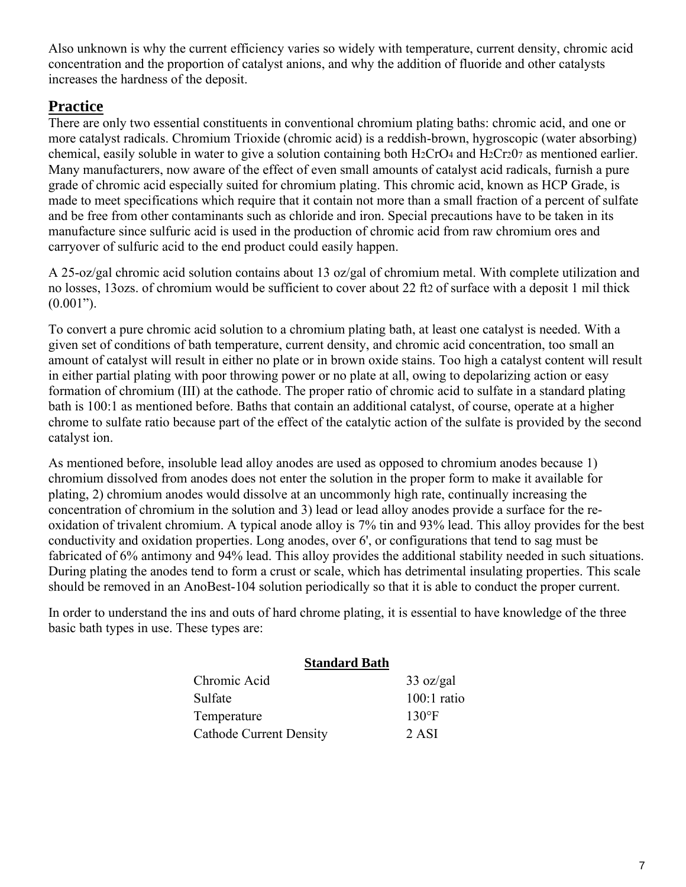Also unknown is why the current efficiency varies so widely with temperature, current density, chromic acid concentration and the proportion of catalyst anions, and why the addition of fluoride and other catalysts increases the hardness of the deposit.

## Practice

There are only two essential constituents in conventional chromium plating baths: chromic acid, and one or more catalyst radicals. Chromium Trioxide (chromic acid) is a reddish-brown, hygroscopic (water absorbing) chemical, easily soluble in water to give a solution containing both $H_2CrO_4$ and $H_2Cr_2O_7$ as mentioned earlier. Many manufacturers, now aware of the effect of even small amounts of catalyst acid radicals, furnish a pure grade of chromic acid especially suited for chromium plating. This chromic acid, known as HCP Grade, is made to meet specifications which require that it contain not more than a small fraction of a percent of sulfate and be free from other contaminants such as chloride and iron. Special precautions have to be taken in its manufacture since sulfuric acid is used in the production of chromic acid from raw chromium ores and carryover of sulfuric acid to the end product could easily happen.

A 25-oz/gal chromic acid solution contains about 13 oz/gal of chromium metal. With complete utilization and no losses, 13ozs. of chromium would be sufficient to cover about 22 $ft^2$ of surface with a deposit 1 mil thick (0.001").

To convert a pure chromic acid solution to a chromium plating bath, at least one catalyst is needed. With a given set of conditions of bath temperature, current density, and chromic acid concentration, too small an amount of catalyst will result in either no plate or in brown oxide stains. Too high a catalyst content will result in either partial plating with poor throwing power or no plate at all, owing to depolarizing action or easy formation of chromium (III) at the cathode. The proper ratio of chromic acid to sulfate in a standard plating bath is 100:1 as mentioned before. Baths that contain an additional catalyst, of course, operate at a higher chrome to sulfate ratio because part of the effect of the catalytic action of the sulfate is provided by the second catalyst ion.

As mentioned before, insoluble lead alloy anodes are used as opposed to chromium anodes because 1) chromium dissolved from anodes does not enter the solution in the proper form to make it available for plating, 2) chromium anodes would dissolve at an uncommonly high rate, continually increasing the concentration of chromium in the solution and 3) lead or lead alloy anodes provide a surface for the re-oxidation of trivalent chromium. A typical anode alloy is 7% tin and 93% lead. This alloy provides for the best conductivity and oxidation properties. Long anodes, over 6', or configurations that tend to sag must be fabricated of 6% antimony and 94% lead. This alloy provides the additional stability needed in such situations. During plating the anodes tend to form a crust or scale, which has detrimental insulating properties. This scale should be removed in an AnoBest-104 solution periodically so that it is able to conduct the proper current.

In order to understand the ins and outs of hard chrome plating, it is essential to have knowledge of the three basic bath types in use. These types are:

**Standard Bath**

| | |
|---|---|
| Chromic Acid | 33 oz/gal |
| Sulfate | 100:1 ratio |
| Temperature | 130°F |
| Cathode Current Density | 2 ASI |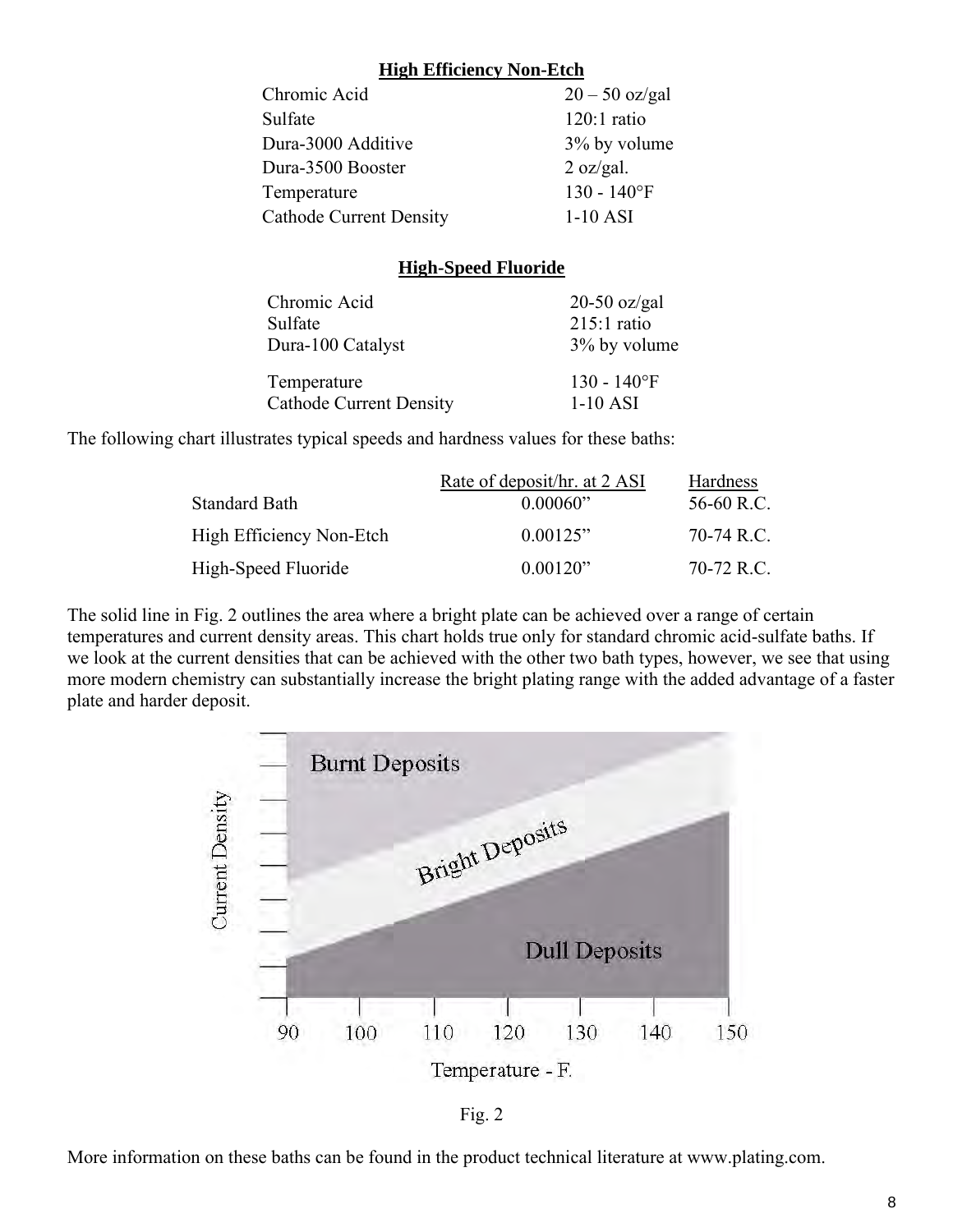**High Efficiency Non-Etch**

| | |
|---|---|
| Chromic Acid | 20 – 50 oz/gal |
| Sulfate | 120:1 ratio |
| Dura-3000 Additive | 3% by volume |
| Dura-3500 Booster | 2 oz/gal. |
| Temperature | 130 - 140°F |
| Cathode Current Density | 1-10 ASI |

**High-Speed Fluoride**

| | |
|---|---|
| Chromic Acid | 20-50 oz/gal |
| Sulfate | 215:1 ratio |
| Dura-100 Catalyst | 3% by volume |
| Temperature | 130 - 140°F |
| Cathode Current Density | 1-10 ASI |

The following chart illustrates typical speeds and hardness values for these baths:

| | Rate of deposit/hr. at 2 ASI | Hardness |
|---|---|---|
| Standard Bath | 0.00060" | 56-60 R.C. |
| High Efficiency Non-Etch | 0.00125" | 70-74 R.C. |
| High-Speed Fluoride | 0.00120" | 70-72 R.C. |

The solid line in Fig. 2 outlines the area where a bright plate can be achieved over a range of certain temperatures and current density areas. This chart holds true only for standard chromic acid-sulfate baths. If we look at the current densities that can be achieved with the other two bath types, however, we see that using more modern chemistry can substantially increase the bright plating range with the added advantage of a faster plate and harder deposit.

Fig. 2

More information on these baths can be found in the product technical literature at www.plating.com.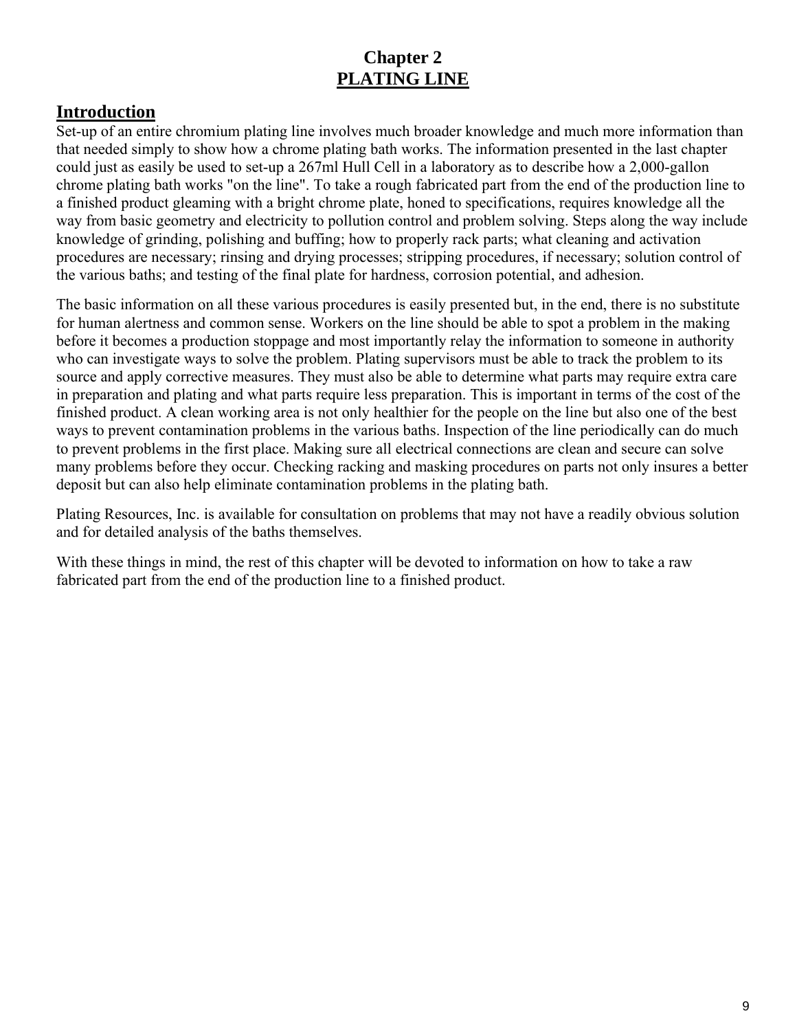# Chapter 2
# PLATING LINE

## Introduction

Set-up of an entire chromium plating line involves much broader knowledge and much more information than that needed simply to show how a chrome plating bath works. The information presented in the last chapter could just as easily be used to set-up a 267ml Hull Cell in a laboratory as to describe how a 2,000-gallon chrome plating bath works "on the line". To take a rough fabricated part from the end of the production line to a finished product gleaming with a bright chrome plate, honed to specifications, requires knowledge all the way from basic geometry and electricity to pollution control and problem solving. Steps along the way include knowledge of grinding, polishing and buffing; how to properly rack parts; what cleaning and activation procedures are necessary; rinsing and drying processes; stripping procedures, if necessary; solution control of the various baths; and testing of the final plate for hardness, corrosion potential, and adhesion.

The basic information on all these various procedures is easily presented but, in the end, there is no substitute for human alertness and common sense. Workers on the line should be able to spot a problem in the making before it becomes a production stoppage and most importantly relay the information to someone in authority who can investigate ways to solve the problem. Plating supervisors must be able to track the problem to its source and apply corrective measures. They must also be able to determine what parts may require extra care in preparation and plating and what parts require less preparation. This is important in terms of the cost of the finished product. A clean working area is not only healthier for the people on the line but also one of the best ways to prevent contamination problems in the various baths. Inspection of the line periodically can do much to prevent problems in the first place. Making sure all electrical connections are clean and secure can solve many problems before they occur. Checking racking and masking procedures on parts not only insures a better deposit but can also help eliminate contamination problems in the plating bath.

Plating Resources, Inc. is available for consultation on problems that may not have a readily obvious solution and for detailed analysis of the baths themselves.

With these things in mind, the rest of this chapter will be devoted to information on how to take a raw fabricated part from the end of the production line to a finished product.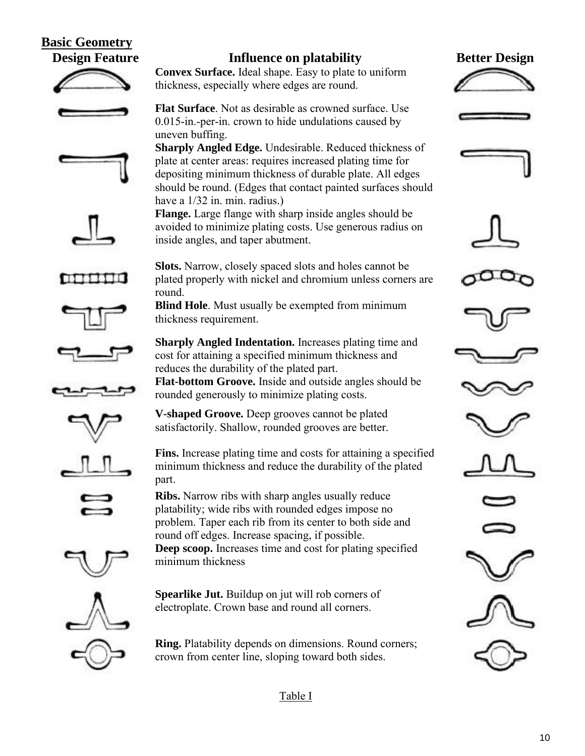## Basic Geometry

| Design Feature | Influence on platability | Better Design |
|---|---|---|
| | **Convex Surface.** Ideal shape. Easy to plate to uniform thickness, especially where edges are round. | |
| | **Flat Surface**. Not as desirable as crowned surface. Use 0.015-in.-per-in. crown to hide undulations caused by uneven buffing. | |
| | **Sharply Angled Edge.** Undesirable. Reduced thickness of plate at center areas: requires increased plating time for depositing minimum thickness of durable plate. All edges should be round. (Edges that contact painted surfaces should have a 1/32 in. min. radius.) | |
| | **Flange.** Large flange with sharp inside angles should be avoided to minimize plating costs. Use generous radius on inside angles, and taper abutment. | |
| | **Slots.** Narrow, closely spaced slots and holes cannot be plated properly with nickel and chromium unless corners are round. | |
| | **Blind Hole**. Must usually be exempted from minimum thickness requirement. | |
| | **Sharply Angled Indentation.** Increases plating time and cost for attaining a specified minimum thickness and reduces the durability of the plated part. | |
| | **Flat-bottom Groove.** Inside and outside angles should be rounded generously to minimize plating costs. | |
| | **V-shaped Groove.** Deep grooves cannot be plated satisfactorily. Shallow, rounded grooves are better. | |
| | **Fins.** Increase plating time and costs for attaining a specified minimum thickness and reduce the durability of the plated part. | |
| | **Ribs.** Narrow ribs with sharp angles usually reduce platability; wide ribs with rounded edges impose no problem. Taper each rib from its center to both side and round off edges. Increase spacing, if possible. | |
| | **Deep scoop.** Increases time and cost for plating specified minimum thickness | |
| | **Spearlike Jut.** Buildup on jut will rob corners of electroplate. Crown base and round all corners. | |
| | **Ring.** Platability depends on dimensions. Round corners; crown from center line, sloping toward both sides. | |

Table I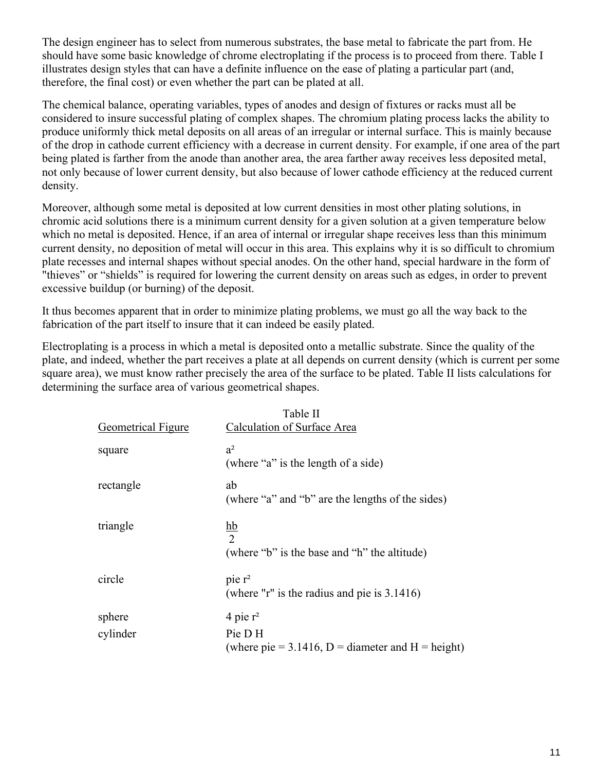The design engineer has to select from numerous substrates, the base metal to fabricate the part from. He should have some basic knowledge of chrome electroplating if the process is to proceed from there. Table I illustrates design styles that can have a definite influence on the ease of plating a particular part (and, therefore, the final cost) or even whether the part can be plated at all.

The chemical balance, operating variables, types of anodes and design of fixtures or racks must all be considered to insure successful plating of complex shapes. The chromium plating process lacks the ability to produce uniformly thick metal deposits on all areas of an irregular or internal surface. This is mainly because of the drop in cathode current efficiency with a decrease in current density. For example, if one area of the part being plated is farther from the anode than another area, the area farther away receives less deposited metal, not only because of lower current density, but also because of lower cathode efficiency at the reduced current density.

Moreover, although some metal is deposited at low current densities in most other plating solutions, in chromic acid solutions there is a minimum current density for a given solution at a given temperature below which no metal is deposited. Hence, if an area of internal or irregular shape receives less than this minimum current density, no deposition of metal will occur in this area. This explains why it is so difficult to chromium plate recesses and internal shapes without special anodes. On the other hand, special hardware in the form of "thieves" or "shields" is required for lowering the current density on areas such as edges, in order to prevent excessive buildup (or burning) of the deposit.

It thus becomes apparent that in order to minimize plating problems, we must go all the way back to the fabrication of the part itself to insure that it can indeed be easily plated.

Electroplating is a process in which a metal is deposited onto a metallic substrate. Since the quality of the plate, and indeed, whether the part receives a plate at all depends on current density (which is current per some square area), we must know rather precisely the area of the surface to be plated. Table II lists calculations for determining the surface area of various geometrical shapes.

Table II

| Geometrical Figure | Calculation of Surface Area |
|---|---|
| square | $a^2$ (where "a" is the length of a side) |
| rectangle | ab (where "a" and "b" are the lengths of the sides) |
| triangle | $\frac{hb}{2}$ (where "b" is the base and "h" the altitude) |
| circle | pie $r^2$ (where "r" is the radius and pie is 3.1416) |
| sphere | 4 pie $r^2$ |
| cylinder | Pie D H (where pie = 3.1416, D = diameter and H = height) |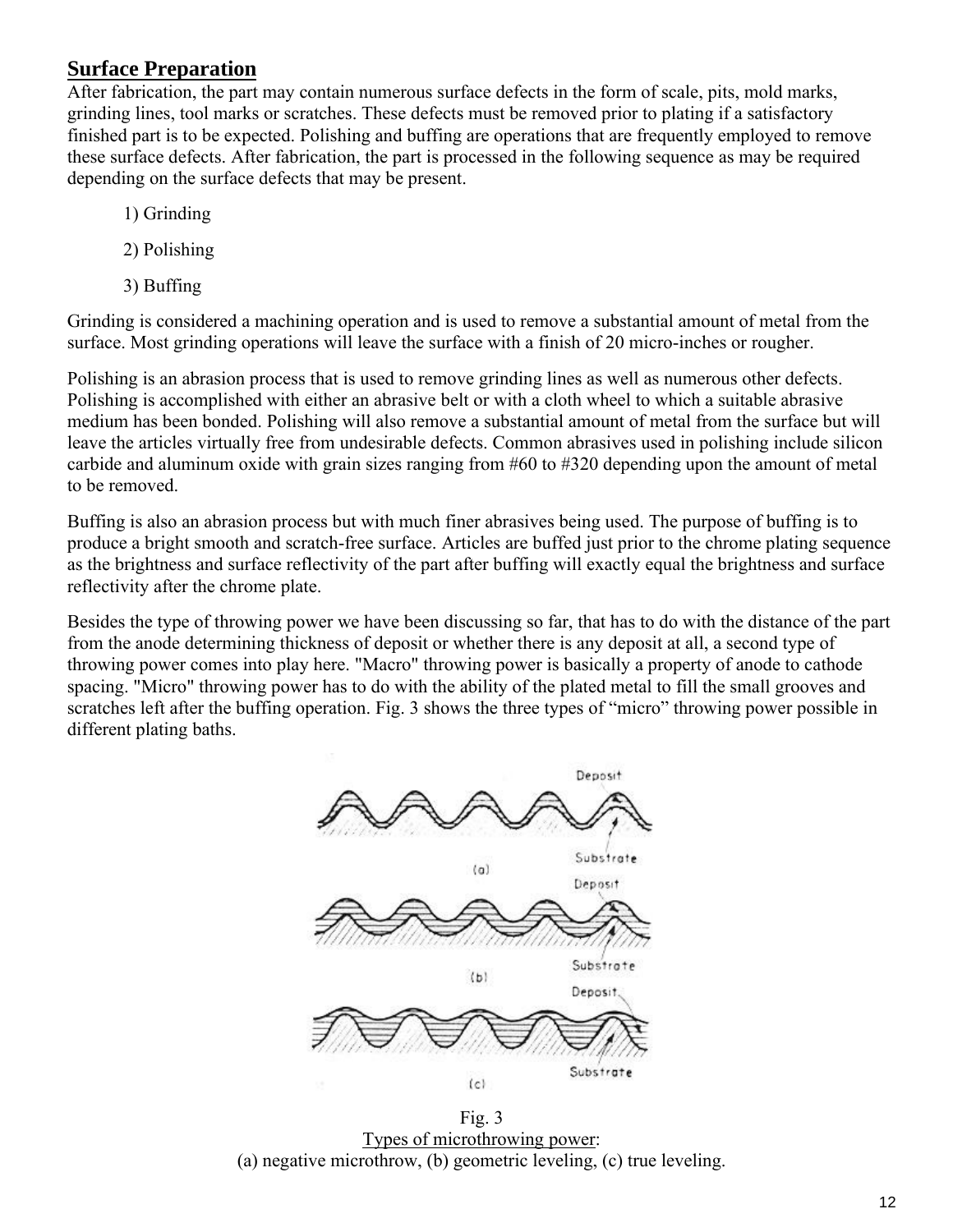## Surface Preparation

After fabrication, the part may contain numerous surface defects in the form of scale, pits, mold marks, grinding lines, tool marks or scratches. These defects must be removed prior to plating if a satisfactory finished part is to be expected. Polishing and buffing are operations that are frequently employed to remove these surface defects. After fabrication, the part is processed in the following sequence as may be required depending on the surface defects that may be present.

1) Grinding

2) Polishing

3) Buffing

Grinding is considered a machining operation and is used to remove a substantial amount of metal from the surface. Most grinding operations will leave the surface with a finish of 20 micro-inches or rougher.

Polishing is an abrasion process that is used to remove grinding lines as well as numerous other defects. Polishing is accomplished with either an abrasive belt or with a cloth wheel to which a suitable abrasive medium has been bonded. Polishing will also remove a substantial amount of metal from the surface but will leave the articles virtually free from undesirable defects. Common abrasives used in polishing include silicon carbide and aluminum oxide with grain sizes ranging from #60 to #320 depending upon the amount of metal to be removed.

Buffing is also an abrasion process but with much finer abrasives being used. The purpose of buffing is to produce a bright smooth and scratch-free surface. Articles are buffed just prior to the chrome plating sequence as the brightness and surface reflectivity of the part after buffing will exactly equal the brightness and surface reflectivity after the chrome plate.

Besides the type of throwing power we have been discussing so far, that has to do with the distance of the part from the anode determining thickness of deposit or whether there is any deposit at all, a second type of throwing power comes into play here. "Macro" throwing power is basically a property of anode to cathode spacing. "Micro" throwing power has to do with the ability of the plated metal to fill the small grooves and scratches left after the buffing operation. Fig. 3 shows the three types of “micro” throwing power possible in different plating baths.

Fig. 3

Types of microthrowing power:
(a) negative microthrow, (b) geometric leveling, (c) true leveling.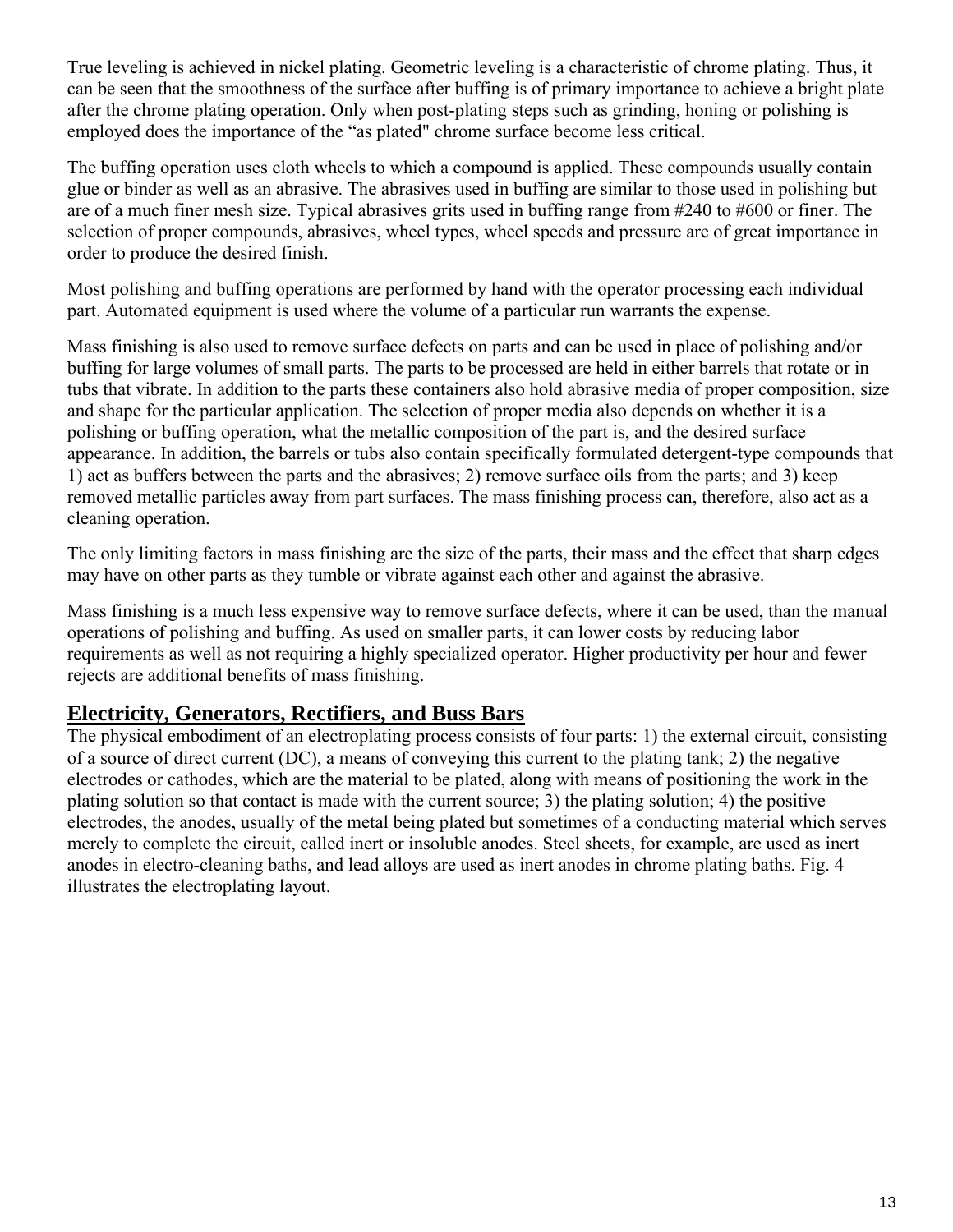True leveling is achieved in nickel plating. Geometric leveling is a characteristic of chrome plating. Thus, it can be seen that the smoothness of the surface after buffing is of primary importance to achieve a bright plate after the chrome plating operation. Only when post-plating steps such as grinding, honing or polishing is employed does the importance of the "as plated" chrome surface become less critical.

The buffing operation uses cloth wheels to which a compound is applied. These compounds usually contain glue or binder as well as an abrasive. The abrasives used in buffing are similar to those used in polishing but are of a much finer mesh size. Typical abrasives grits used in buffing range from #240 to #600 or finer. The selection of proper compounds, abrasives, wheel types, wheel speeds and pressure are of great importance in order to produce the desired finish.

Most polishing and buffing operations are performed by hand with the operator processing each individual part. Automated equipment is used where the volume of a particular run warrants the expense.

Mass finishing is also used to remove surface defects on parts and can be used in place of polishing and/or buffing for large volumes of small parts. The parts to be processed are held in either barrels that rotate or in tubs that vibrate. In addition to the parts these containers also hold abrasive media of proper composition, size and shape for the particular application. The selection of proper media also depends on whether it is a polishing or buffing operation, what the metallic composition of the part is, and the desired surface appearance. In addition, the barrels or tubs also contain specifically formulated detergent-type compounds that 1) act as buffers between the parts and the abrasives; 2) remove surface oils from the parts; and 3) keep removed metallic particles away from part surfaces. The mass finishing process can, therefore, also act as a cleaning operation.

The only limiting factors in mass finishing are the size of the parts, their mass and the effect that sharp edges may have on other parts as they tumble or vibrate against each other and against the abrasive.

Mass finishing is a much less expensive way to remove surface defects, where it can be used, than the manual operations of polishing and buffing. As used on smaller parts, it can lower costs by reducing labor requirements as well as not requiring a highly specialized operator. Higher productivity per hour and fewer rejects are additional benefits of mass finishing.

## Electricity, Generators, Rectifiers, and Buss Bars

The physical embodiment of an electroplating process consists of four parts: 1) the external circuit, consisting of a source of direct current (DC), a means of conveying this current to the plating tank; 2) the negative electrodes or cathodes, which are the material to be plated, along with means of positioning the work in the plating solution so that contact is made with the current source; 3) the plating solution; 4) the positive electrodes, the anodes, usually of the metal being plated but sometimes of a conducting material which serves merely to complete the circuit, called inert or insoluble anodes. Steel sheets, for example, are used as inert anodes in electro-cleaning baths, and lead alloys are used as inert anodes in chrome plating baths. Fig. 4 illustrates the electroplating layout.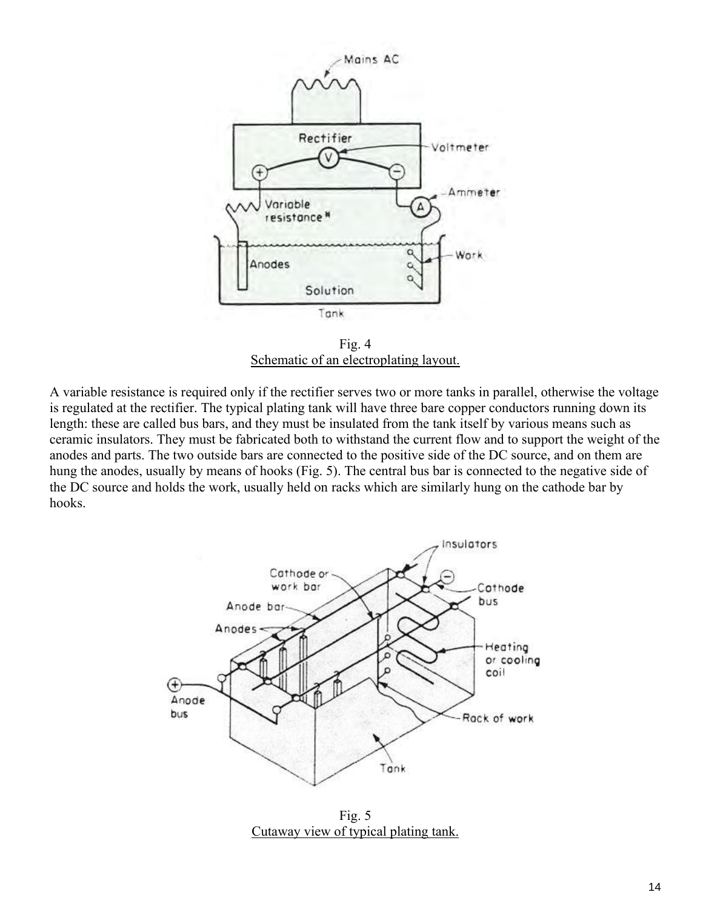Fig. 4
Schematic of an electroplating layout.

A variable resistance is required only if the rectifier serves two or more tanks in parallel, otherwise the voltage is regulated at the rectifier. The typical plating tank will have three bare copper conductors running down its length: these are called bus bars, and they must be insulated from the tank itself by various means such as ceramic insulators. They must be fabricated both to withstand the current flow and to support the weight of the anodes and parts. The two outside bars are connected to the positive side of the DC source, and on them are hung the anodes, usually by means of hooks (Fig. 5). The central bus bar is connected to the negative side of the DC source and holds the work, usually held on racks which are similarly hung on the cathode bar by hooks.

Fig. 5
Cutaway view of typical plating tank.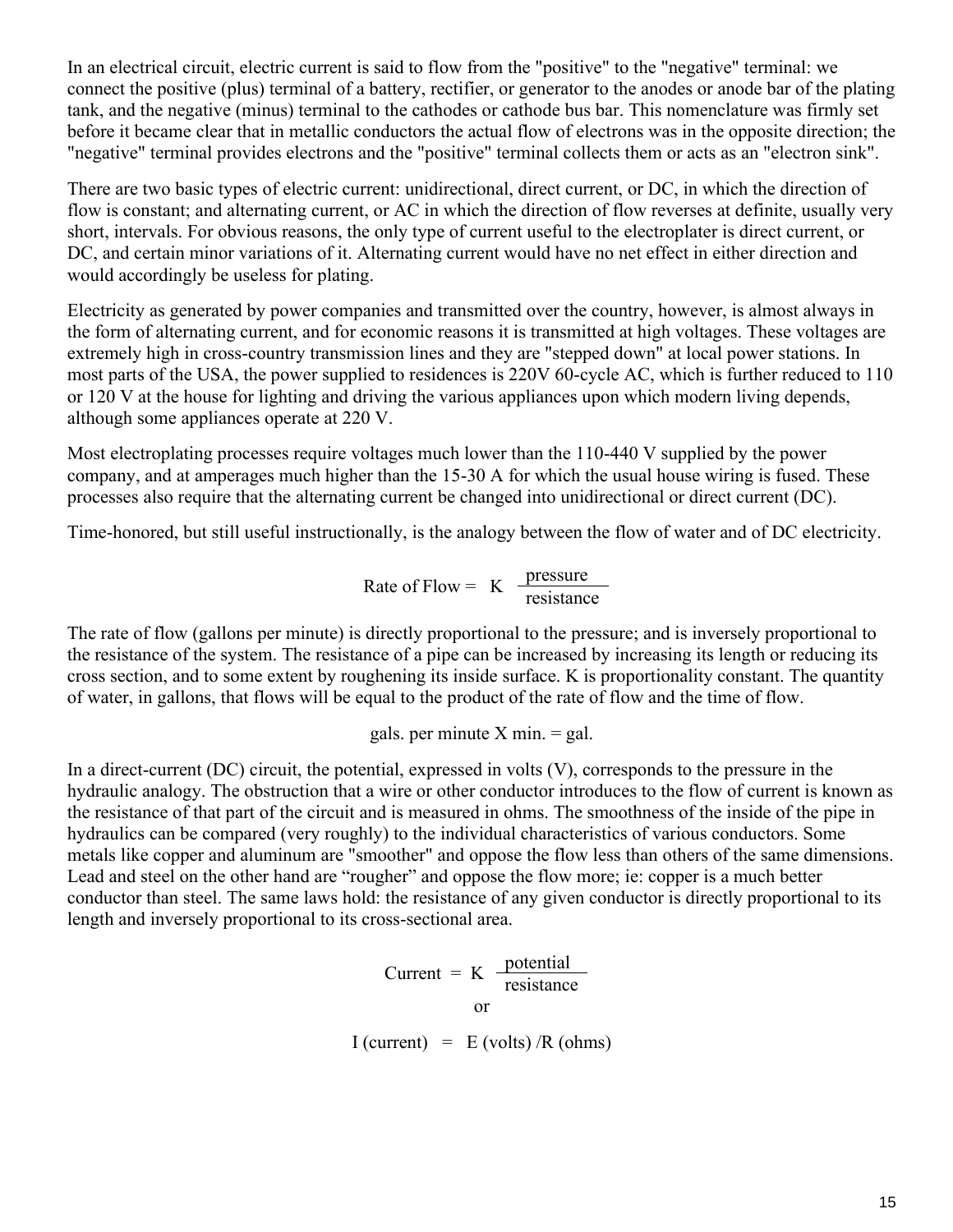In an electrical circuit, electric current is said to flow from the "positive" to the "negative" terminal: we connect the positive (plus) terminal of a battery, rectifier, or generator to the anodes or anode bar of the plating tank, and the negative (minus) terminal to the cathodes or cathode bus bar. This nomenclature was firmly set before it became clear that in metallic conductors the actual flow of electrons was in the opposite direction; the "negative" terminal provides electrons and the "positive" terminal collects them or acts as an "electron sink".

There are two basic types of electric current: unidirectional, direct current, or DC, in which the direction of flow is constant; and alternating current, or AC in which the direction of flow reverses at definite, usually very short, intervals. For obvious reasons, the only type of current useful to the electroplater is direct current, or DC, and certain minor variations of it. Alternating current would have no net effect in either direction and would accordingly be useless for plating.

Electricity as generated by power companies and transmitted over the country, however, is almost always in the form of alternating current, and for economic reasons it is transmitted at high voltages. These voltages are extremely high in cross-country transmission lines and they are "stepped down" at local power stations. In most parts of the USA, the power supplied to residences is 220V 60-cycle AC, which is further reduced to 110 or 120 V at the house for lighting and driving the various appliances upon which modern living depends, although some appliances operate at 220 V.

Most electroplating processes require voltages much lower than the 110-440 V supplied by the power company, and at amperages much higher than the 15-30 A for which the usual house wiring is fused. These processes also require that the alternating current be changed into unidirectional or direct current (DC).

Time-honored, but still useful instructionally, is the analogy between the flow of water and of DC electricity.

$$\text{Rate of Flow} = K \, \frac{\text{pressure}}{\text{resistance}}$$

The rate of flow (gallons per minute) is directly proportional to the pressure; and is inversely proportional to the resistance of the system. The resistance of a pipe can be increased by increasing its length or reducing its cross section, and to some extent by roughening its inside surface. K is proportionality constant. The quantity of water, in gallons, that flows will be equal to the product of the rate of flow and the time of flow.

$$\text{gals. per minute} \times \text{min.} = \text{gal.}$$

In a direct-current (DC) circuit, the potential, expressed in volts (V), corresponds to the pressure in the hydraulic analogy. The obstruction that a wire or other conductor introduces to the flow of current is known as the resistance of that part of the circuit and is measured in ohms. The smoothness of the inside of the pipe in hydraulics can be compared (very roughly) to the individual characteristics of various conductors. Some metals like copper and aluminum are "smoother" and oppose the flow less than others of the same dimensions. Lead and steel on the other hand are "rougher" and oppose the flow more; ie: copper is a much better conductor than steel. The same laws hold: the resistance of any given conductor is directly proportional to its length and inversely proportional to its cross-sectional area.

$$\text{Current} = K \, \frac{\text{potential}}{\text{resistance}}$$

or

$$I \text{ (current)} = E \text{ (volts)} / R \text{ (ohms)}$$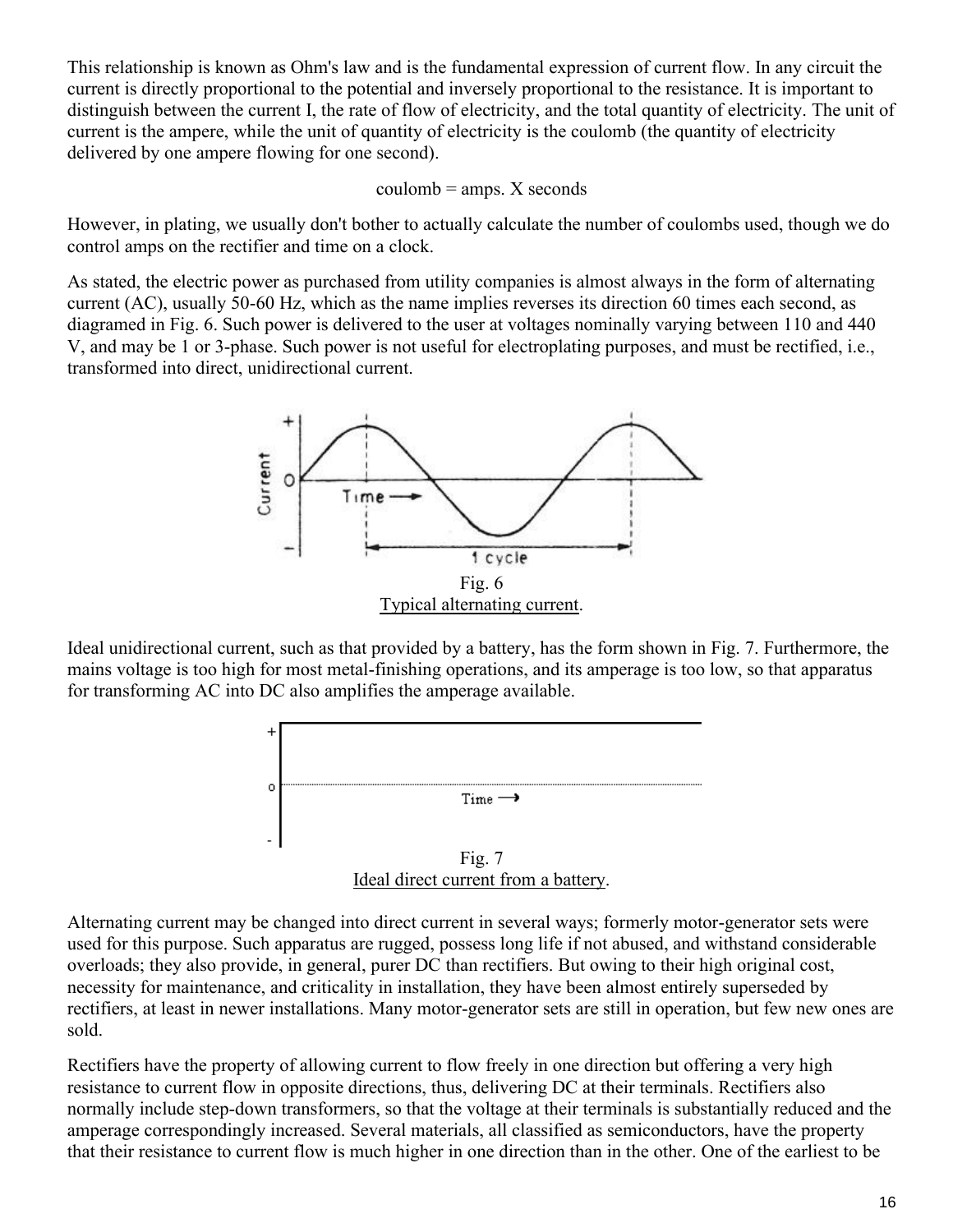This relationship is known as Ohm's law and is the fundamental expression of current flow. In any circuit the current is directly proportional to the potential and inversely proportional to the resistance. It is important to distinguish between the current I, the rate of flow of electricity, and the total quantity of electricity. The unit of current is the ampere, while the unit of quantity of electricity is the coulomb (the quantity of electricity delivered by one ampere flowing for one second).

coulomb = amps. X seconds

However, in plating, we usually don't bother to actually calculate the number of coulombs used, though we do control amps on the rectifier and time on a clock.

As stated, the electric power as purchased from utility companies is almost always in the form of alternating current (AC), usually 50-60 Hz, which as the name implies reverses its direction 60 times each second, as diagramed in Fig. 6. Such power is delivered to the user at voltages nominally varying between 110 and 440 V, and may be 1 or 3-phase. Such power is not useful for electroplating purposes, and must be rectified, i.e., transformed into direct, unidirectional current.

Fig. 6
Typical alternating current.

Ideal unidirectional current, such as that provided by a battery, has the form shown in Fig. 7. Furthermore, the mains voltage is too high for most metal-finishing operations, and its amperage is too low, so that apparatus for transforming AC into DC also amplifies the amperage available.

Fig. 7
Ideal direct current from a battery.

Alternating current may be changed into direct current in several ways; formerly motor-generator sets were used for this purpose. Such apparatus are rugged, possess long life if not abused, and withstand considerable overloads; they also provide, in general, purer DC than rectifiers. But owing to their high original cost, necessity for maintenance, and criticality in installation, they have been almost entirely superseded by rectifiers, at least in newer installations. Many motor-generator sets are still in operation, but few new ones are sold.

Rectifiers have the property of allowing current to flow freely in one direction but offering a very high resistance to current flow in opposite directions, thus, delivering DC at their terminals. Rectifiers also normally include step-down transformers, so that the voltage at their terminals is substantially reduced and the amperage correspondingly increased. Several materials, all classified as semiconductors, have the property that their resistance to current flow is much higher in one direction than in the other. One of the earliest to be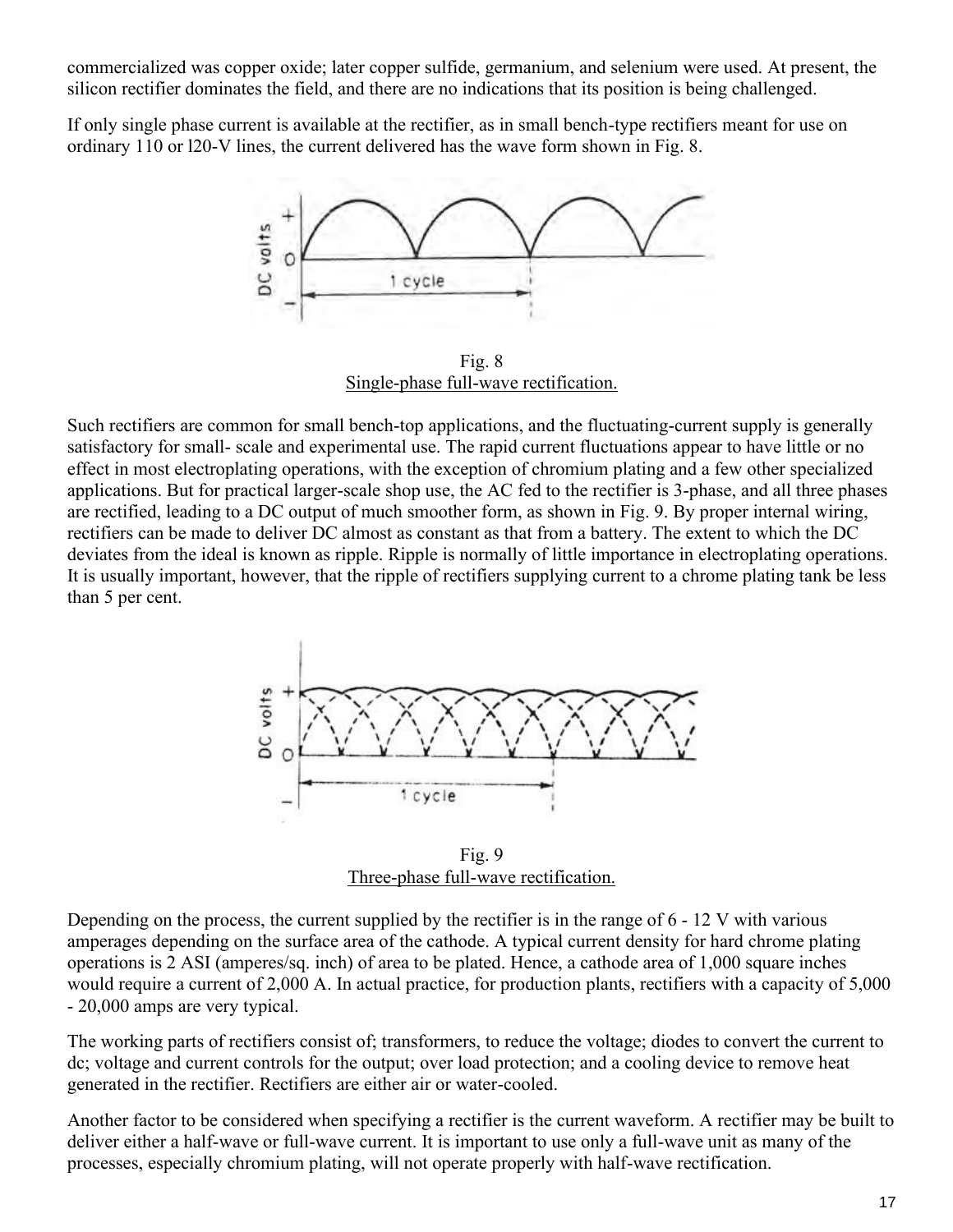commercialized was copper oxide; later copper sulfide, germanium, and selenium were used. At present, the silicon rectifier dominates the field, and there are no indications that its position is being challenged.

If only single phase current is available at the rectifier, as in small bench-type rectifiers meant for use on ordinary 110 or l20-V lines, the current delivered has the wave form shown in Fig. 8.

Fig. 8
Single-phase full-wave rectification.

Such rectifiers are common for small bench-top applications, and the fluctuating-current supply is generally satisfactory for small- scale and experimental use. The rapid current fluctuations appear to have little or no effect in most electroplating operations, with the exception of chromium plating and a few other specialized applications. But for practical larger-scale shop use, the AC fed to the rectifier is 3-phase, and all three phases are rectified, leading to a DC output of much smoother form, as shown in Fig. 9. By proper internal wiring, rectifiers can be made to deliver DC almost as constant as that from a battery. The extent to which the DC deviates from the ideal is known as ripple. Ripple is normally of little importance in electroplating operations. It is usually important, however, that the ripple of rectifiers supplying current to a chrome plating tank be less than 5 per cent.

Fig. 9
Three-phase full-wave rectification.

Depending on the process, the current supplied by the rectifier is in the range of 6 - 12 V with various amperages depending on the surface area of the cathode. A typical current density for hard chrome plating operations is 2 ASI (amperes/sq. inch) of area to be plated. Hence, a cathode area of 1,000 square inches would require a current of 2,000 A. In actual practice, for production plants, rectifiers with a capacity of 5,000 - 20,000 amps are very typical.

The working parts of rectifiers consist of; transformers, to reduce the voltage; diodes to convert the current to dc; voltage and current controls for the output; over load protection; and a cooling device to remove heat generated in the rectifier. Rectifiers are either air or water-cooled.

Another factor to be considered when specifying a rectifier is the current waveform. A rectifier may be built to deliver either a half-wave or full-wave current. It is important to use only a full-wave unit as many of the processes, especially chromium plating, will not operate properly with half-wave rectification.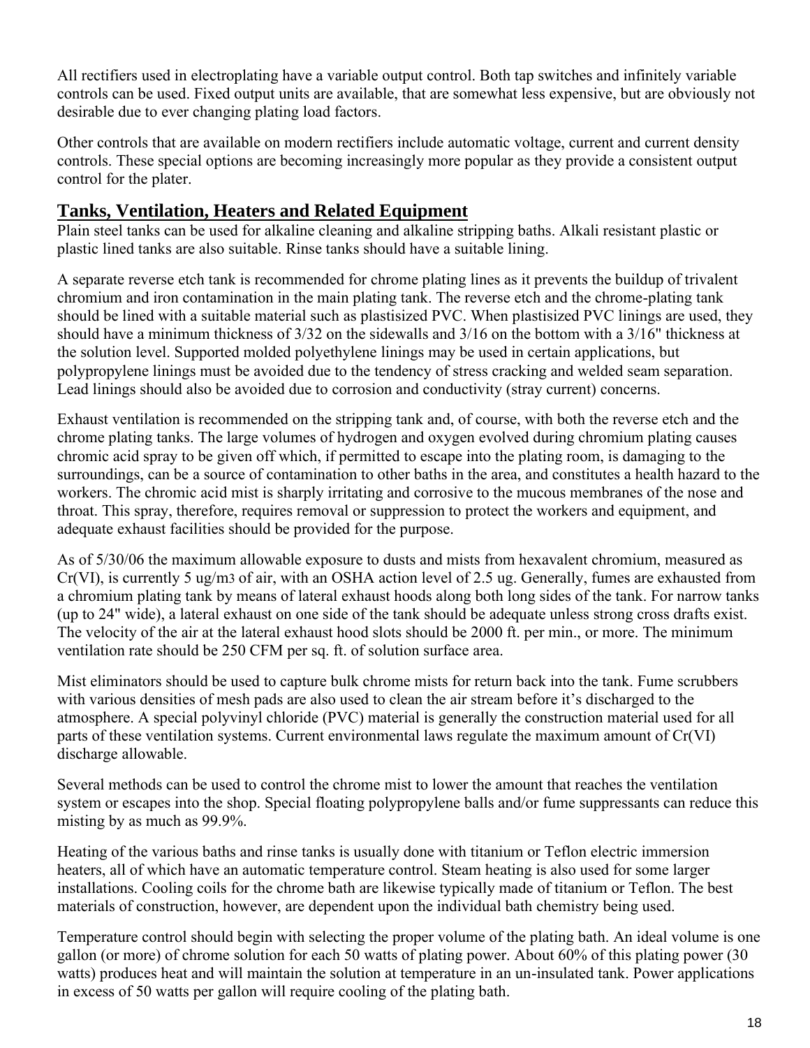All rectifiers used in electroplating have a variable output control. Both tap switches and infinitely variable controls can be used. Fixed output units are available, that are somewhat less expensive, but are obviously not desirable due to ever changing plating load factors.

Other controls that are available on modern rectifiers include automatic voltage, current and current density controls. These special options are becoming increasingly more popular as they provide a consistent output control for the plater.

## Tanks, Ventilation, Heaters and Related Equipment

Plain steel tanks can be used for alkaline cleaning and alkaline stripping baths. Alkali resistant plastic or plastic lined tanks are also suitable. Rinse tanks should have a suitable lining.

A separate reverse etch tank is recommended for chrome plating lines as it prevents the buildup of trivalent chromium and iron contamination in the main plating tank. The reverse etch and the chrome-plating tank should be lined with a suitable material such as plastisized PVC. When plastisized PVC linings are used, they should have a minimum thickness of 3/32 on the sidewalls and 3/16 on the bottom with a 3/16" thickness at the solution level. Supported molded polyethylene linings may be used in certain applications, but polypropylene linings must be avoided due to the tendency of stress cracking and welded seam separation. Lead linings should also be avoided due to corrosion and conductivity (stray current) concerns.

Exhaust ventilation is recommended on the stripping tank and, of course, with both the reverse etch and the chrome plating tanks. The large volumes of hydrogen and oxygen evolved during chromium plating causes chromic acid spray to be given off which, if permitted to escape into the plating room, is damaging to the surroundings, can be a source of contamination to other baths in the area, and constitutes a health hazard to the workers. The chromic acid mist is sharply irritating and corrosive to the mucous membranes of the nose and throat. This spray, therefore, requires removal or suppression to protect the workers and equipment, and adequate exhaust facilities should be provided for the purpose.

As of 5/30/06 the maximum allowable exposure to dusts and mists from hexavalent chromium, measured as Cr(VI), is currently 5 ug/m$^3$ of air, with an OSHA action level of 2.5 ug. Generally, fumes are exhausted from a chromium plating tank by means of lateral exhaust hoods along both long sides of the tank. For narrow tanks (up to 24" wide), a lateral exhaust on one side of the tank should be adequate unless strong cross drafts exist. The velocity of the air at the lateral exhaust hood slots should be 2000 ft. per min., or more. The minimum ventilation rate should be 250 CFM per sq. ft. of solution surface area.

Mist eliminators should be used to capture bulk chrome mists for return back into the tank. Fume scrubbers with various densities of mesh pads are also used to clean the air stream before it's discharged to the atmosphere. A special polyvinyl chloride (PVC) material is generally the construction material used for all parts of these ventilation systems. Current environmental laws regulate the maximum amount of Cr(VI) discharge allowable.

Several methods can be used to control the chrome mist to lower the amount that reaches the ventilation system or escapes into the shop. Special floating polypropylene balls and/or fume suppressants can reduce this misting by as much as 99.9%.

Heating of the various baths and rinse tanks is usually done with titanium or Teflon electric immersion heaters, all of which have an automatic temperature control. Steam heating is also used for some larger installations. Cooling coils for the chrome bath are likewise typically made of titanium or Teflon. The best materials of construction, however, are dependent upon the individual bath chemistry being used.

Temperature control should begin with selecting the proper volume of the plating bath. An ideal volume is one gallon (or more) of chrome solution for each 50 watts of plating power. About 60% of this plating power (30 watts) produces heat and will maintain the solution at temperature in an un-insulated tank. Power applications in excess of 50 watts per gallon will require cooling of the plating bath.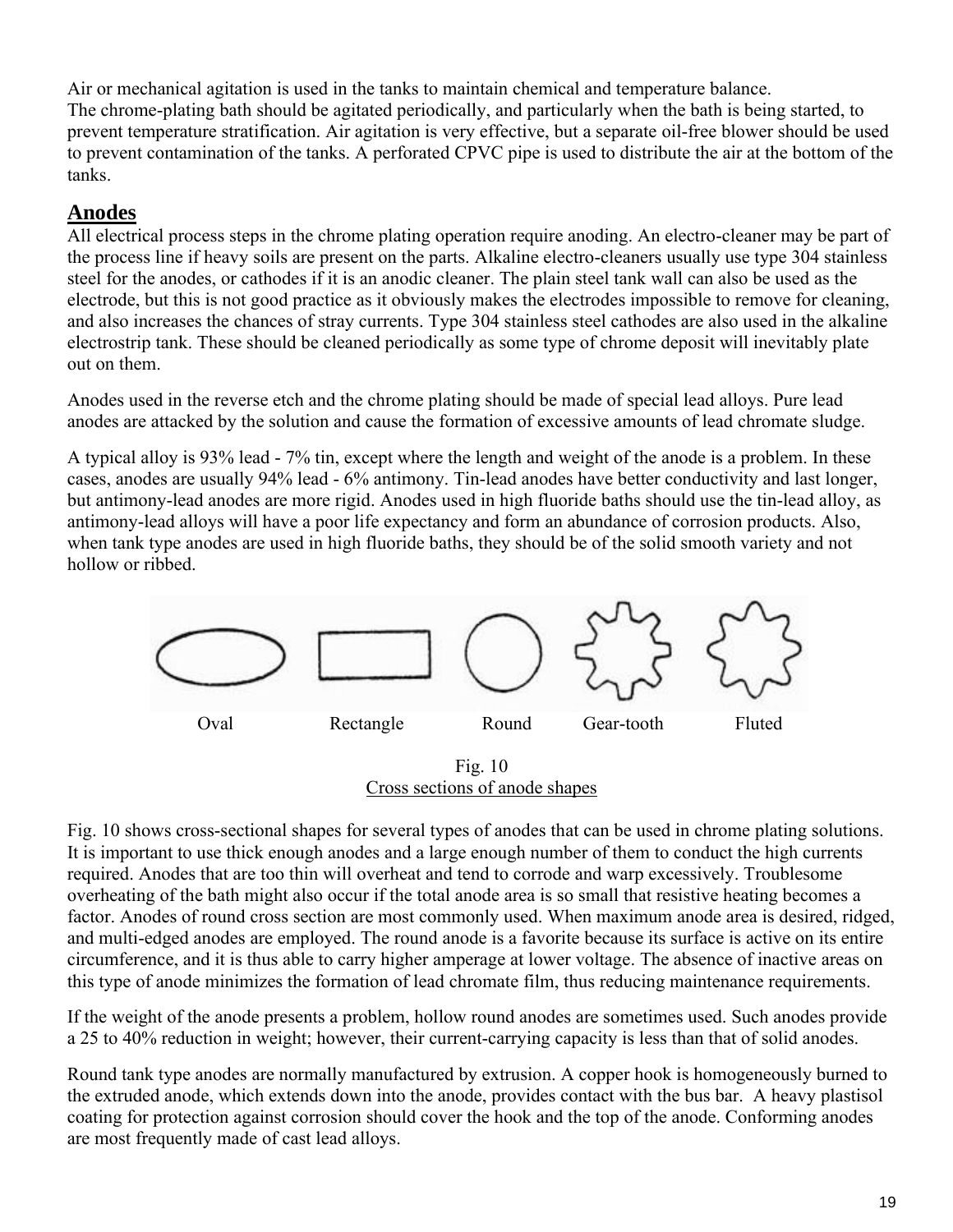Air or mechanical agitation is used in the tanks to maintain chemical and temperature balance.
The chrome-plating bath should be agitated periodically, and particularly when the bath is being started, to prevent temperature stratification. Air agitation is very effective, but a separate oil-free blower should be used to prevent contamination of the tanks. A perforated CPVC pipe is used to distribute the air at the bottom of the tanks.

## Anodes

All electrical process steps in the chrome plating operation require anoding. An electro-cleaner may be part of the process line if heavy soils are present on the parts. Alkaline electro-cleaners usually use type 304 stainless steel for the anodes, or cathodes if it is an anodic cleaner. The plain steel tank wall can also be used as the electrode, but this is not good practice as it obviously makes the electrodes impossible to remove for cleaning, and also increases the chances of stray currents. Type 304 stainless steel cathodes are also used in the alkaline electrostrip tank. These should be cleaned periodically as some type of chrome deposit will inevitably plate out on them.

Anodes used in the reverse etch and the chrome plating should be made of special lead alloys. Pure lead anodes are attacked by the solution and cause the formation of excessive amounts of lead chromate sludge.

A typical alloy is 93% lead - 7% tin, except where the length and weight of the anode is a problem. In these cases, anodes are usually 94% lead - 6% antimony. Tin-lead anodes have better conductivity and last longer, but antimony-lead anodes are more rigid. Anodes used in high fluoride baths should use the tin-lead alloy, as antimony-lead alloys will have a poor life expectancy and form an abundance of corrosion products. Also, when tank type anodes are used in high fluoride baths, they should be of the solid smooth variety and not hollow or ribbed.

Oval Rectangle Round Gear-tooth Fluted

Fig. 10
Cross sections of anode shapes

Fig. 10 shows cross-sectional shapes for several types of anodes that can be used in chrome plating solutions. It is important to use thick enough anodes and a large enough number of them to conduct the high currents required. Anodes that are too thin will overheat and tend to corrode and warp excessively. Troublesome overheating of the bath might also occur if the total anode area is so small that resistive heating becomes a factor. Anodes of round cross section are most commonly used. When maximum anode area is desired, ridged, and multi-edged anodes are employed. The round anode is a favorite because its surface is active on its entire circumference, and it is thus able to carry higher amperage at lower voltage. The absence of inactive areas on this type of anode minimizes the formation of lead chromate film, thus reducing maintenance requirements.

If the weight of the anode presents a problem, hollow round anodes are sometimes used. Such anodes provide a 25 to 40% reduction in weight; however, their current-carrying capacity is less than that of solid anodes.

Round tank type anodes are normally manufactured by extrusion. A copper hook is homogeneously burned to the extruded anode, which extends down into the anode, provides contact with the bus bar. A heavy plastisol coating for protection against corrosion should cover the hook and the top of the anode. Conforming anodes are most frequently made of cast lead alloys.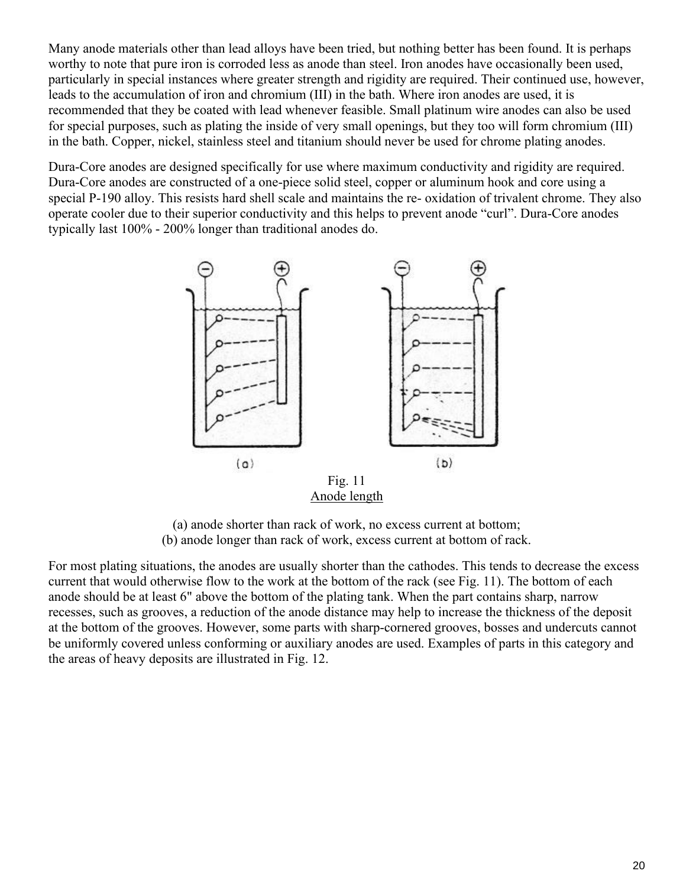Many anode materials other than lead alloys have been tried, but nothing better has been found. It is perhaps worthy to note that pure iron is corroded less as anode than steel. Iron anodes have occasionally been used, particularly in special instances where greater strength and rigidity are required. Their continued use, however, leads to the accumulation of iron and chromium (III) in the bath. Where iron anodes are used, it is recommended that they be coated with lead whenever feasible. Small platinum wire anodes can also be used for special purposes, such as plating the inside of very small openings, but they too will form chromium (III) in the bath. Copper, nickel, stainless steel and titanium should never be used for chrome plating anodes.

Dura-Core anodes are designed specifically for use where maximum conductivity and rigidity are required. Dura-Core anodes are constructed of a one-piece solid steel, copper or aluminum hook and core using a special P-190 alloy. This resists hard shell scale and maintains the re- oxidation of trivalent chrome. They also operate cooler due to their superior conductivity and this helps to prevent anode "curl". Dura-Core anodes typically last 100% - 200% longer than traditional anodes do.

Fig. 11
Anode length

(a) anode shorter than rack of work, no excess current at bottom;
(b) anode longer than rack of work, excess current at bottom of rack.

For most plating situations, the anodes are usually shorter than the cathodes. This tends to decrease the excess current that would otherwise flow to the work at the bottom of the rack (see Fig. 11). The bottom of each anode should be at least 6" above the bottom of the plating tank. When the part contains sharp, narrow recesses, such as grooves, a reduction of the anode distance may help to increase the thickness of the deposit at the bottom of the grooves. However, some parts with sharp-cornered grooves, bosses and undercuts cannot be uniformly covered unless conforming or auxiliary anodes are used. Examples of parts in this category and the areas of heavy deposits are illustrated in Fig. 12.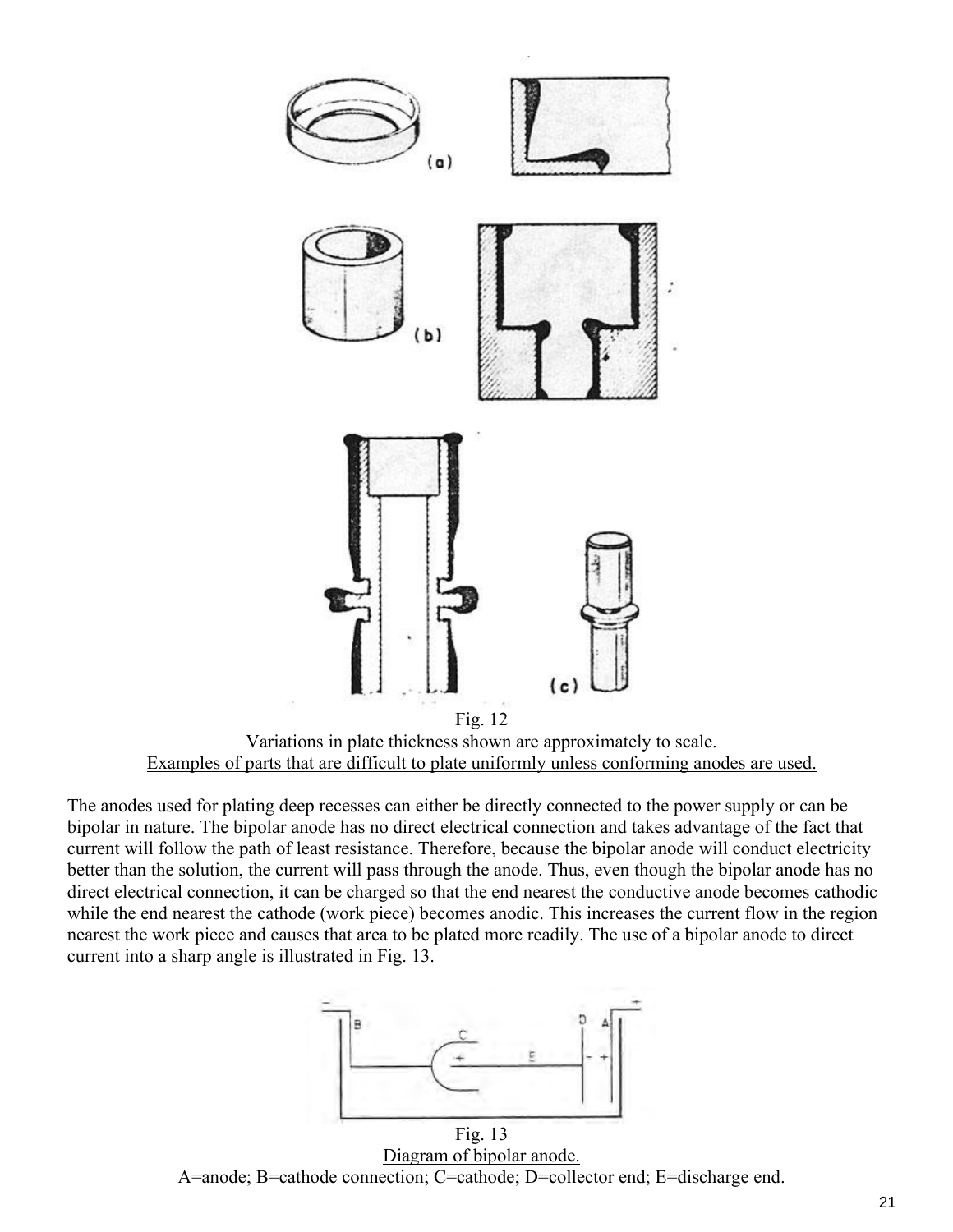Fig. 12

Variations in plate thickness shown are approximately to scale.

Examples of parts that are difficult to plate uniformly unless conforming anodes are used.

The anodes used for plating deep recesses can either be directly connected to the power supply or can be bipolar in nature. The bipolar anode has no direct electrical connection and takes advantage of the fact that current will follow the path of least resistance. Therefore, because the bipolar anode will conduct electricity better than the solution, the current will pass through the anode. Thus, even though the bipolar anode has no direct electrical connection, it can be charged so that the end nearest the conductive anode becomes cathodic while the end nearest the cathode (work piece) becomes anodic. This increases the current flow in the region nearest the work piece and causes that area to be plated more readily. The use of a bipolar anode to direct current into a sharp angle is illustrated in Fig. 13.

Fig. 13

Diagram of bipolar anode.

A=anode; B=cathode connection; C=cathode; D=collector end; E=discharge end.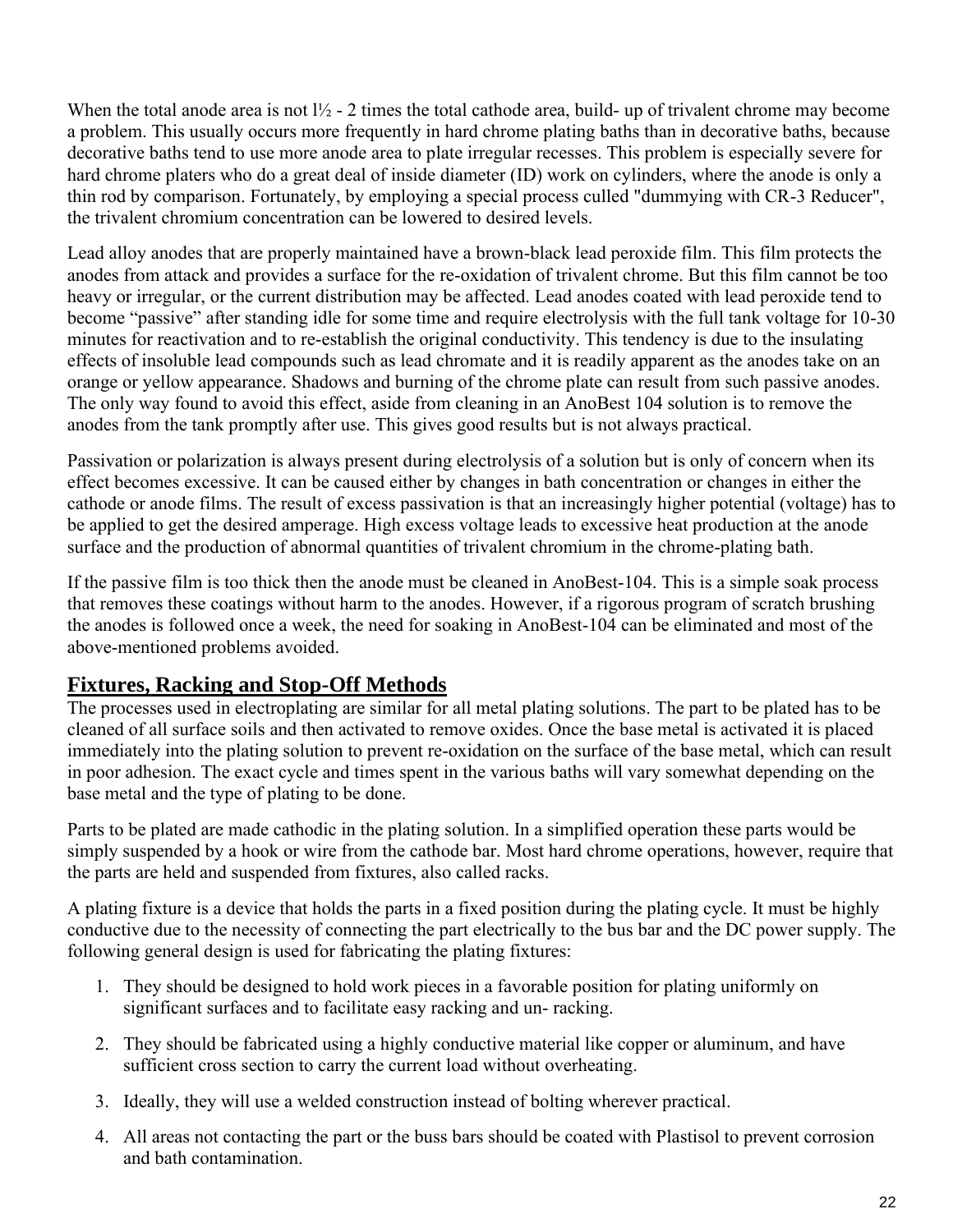When the total anode area is not l½ - 2 times the total cathode area, build- up of trivalent chrome may become a problem. This usually occurs more frequently in hard chrome plating baths than in decorative baths, because decorative baths tend to use more anode area to plate irregular recesses. This problem is especially severe for hard chrome platers who do a great deal of inside diameter (ID) work on cylinders, where the anode is only a thin rod by comparison. Fortunately, by employing a special process culled "dummying with CR-3 Reducer", the trivalent chromium concentration can be lowered to desired levels.

Lead alloy anodes that are properly maintained have a brown-black lead peroxide film. This film protects the anodes from attack and provides a surface for the re-oxidation of trivalent chrome. But this film cannot be too heavy or irregular, or the current distribution may be affected. Lead anodes coated with lead peroxide tend to become "passive" after standing idle for some time and require electrolysis with the full tank voltage for 10-30 minutes for reactivation and to re-establish the original conductivity. This tendency is due to the insulating effects of insoluble lead compounds such as lead chromate and it is readily apparent as the anodes take on an orange or yellow appearance. Shadows and burning of the chrome plate can result from such passive anodes. The only way found to avoid this effect, aside from cleaning in an AnoBest 104 solution is to remove the anodes from the tank promptly after use. This gives good results but is not always practical.

Passivation or polarization is always present during electrolysis of a solution but is only of concern when its effect becomes excessive. It can be caused either by changes in bath concentration or changes in either the cathode or anode films. The result of excess passivation is that an increasingly higher potential (voltage) has to be applied to get the desired amperage. High excess voltage leads to excessive heat production at the anode surface and the production of abnormal quantities of trivalent chromium in the chrome-plating bath.

If the passive film is too thick then the anode must be cleaned in AnoBest-104. This is a simple soak process that removes these coatings without harm to the anodes. However, if a rigorous program of scratch brushing the anodes is followed once a week, the need for soaking in AnoBest-104 can be eliminated and most of the above-mentioned problems avoided.

## Fixtures, Racking and Stop-Off Methods

The processes used in electroplating are similar for all metal plating solutions. The part to be plated has to be cleaned of all surface soils and then activated to remove oxides. Once the base metal is activated it is placed immediately into the plating solution to prevent re-oxidation on the surface of the base metal, which can result in poor adhesion. The exact cycle and times spent in the various baths will vary somewhat depending on the base metal and the type of plating to be done.

Parts to be plated are made cathodic in the plating solution. In a simplified operation these parts would be simply suspended by a hook or wire from the cathode bar. Most hard chrome operations, however, require that the parts are held and suspended from fixtures, also called racks.

A plating fixture is a device that holds the parts in a fixed position during the plating cycle. It must be highly conductive due to the necessity of connecting the part electrically to the bus bar and the DC power supply. The following general design is used for fabricating the plating fixtures:

1. They should be designed to hold work pieces in a favorable position for plating uniformly on significant surfaces and to facilitate easy racking and un- racking.

2. They should be fabricated using a highly conductive material like copper or aluminum, and have sufficient cross section to carry the current load without overheating.

3. Ideally, they will use a welded construction instead of bolting wherever practical.

4. All areas not contacting the part or the buss bars should be coated with Plastisol to prevent corrosion and bath contamination.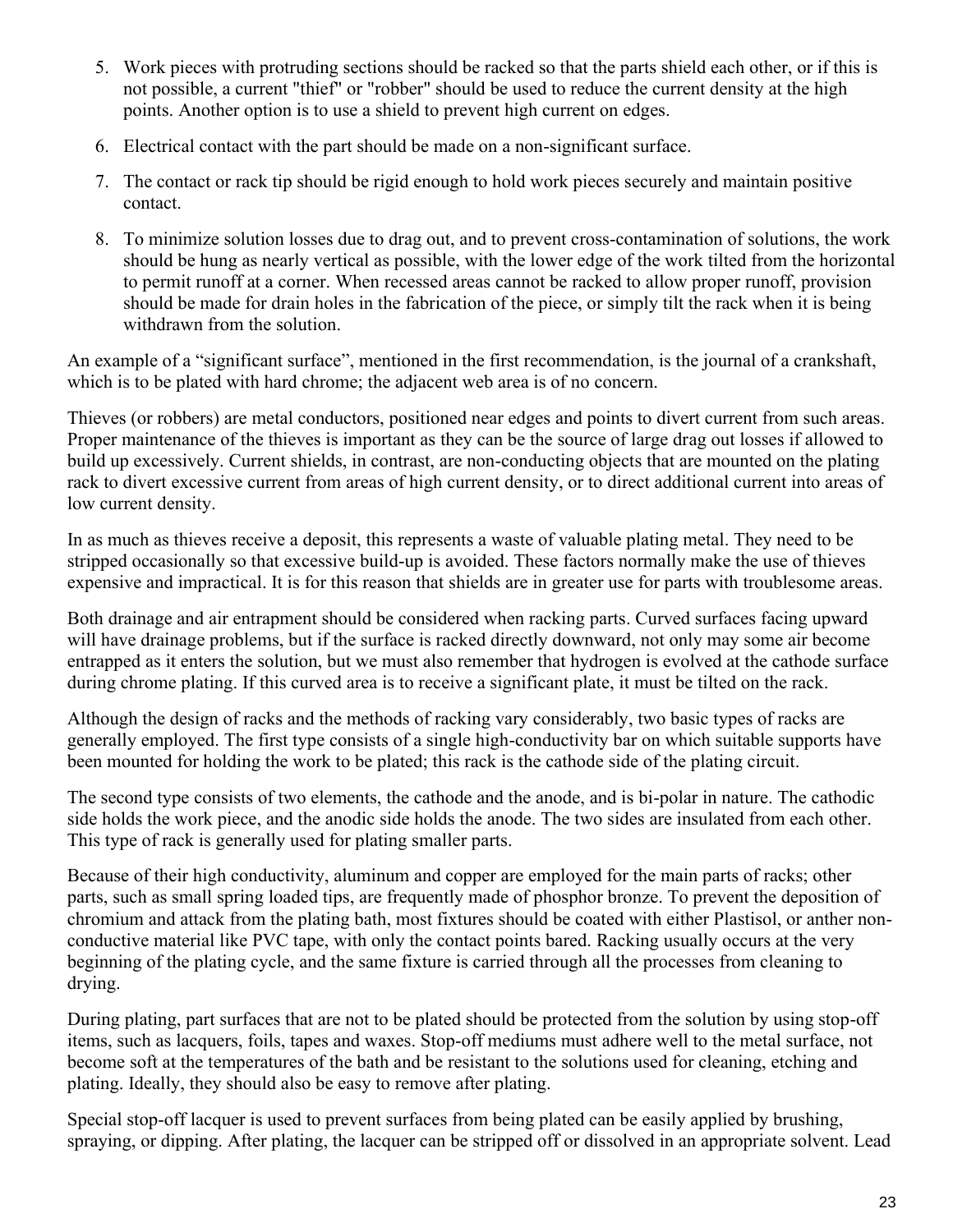5. Work pieces with protruding sections should be racked so that the parts shield each other, or if this is not possible, a current "thief" or "robber" should be used to reduce the current density at the high points. Another option is to use a shield to prevent high current on edges.

6. Electrical contact with the part should be made on a non-significant surface.

7. The contact or rack tip should be rigid enough to hold work pieces securely and maintain positive contact.

8. To minimize solution losses due to drag out, and to prevent cross-contamination of solutions, the work should be hung as nearly vertical as possible, with the lower edge of the work tilted from the horizontal to permit runoff at a corner. When recessed areas cannot be racked to allow proper runoff, provision should be made for drain holes in the fabrication of the piece, or simply tilt the rack when it is being withdrawn from the solution.

An example of a "significant surface", mentioned in the first recommendation, is the journal of a crankshaft, which is to be plated with hard chrome; the adjacent web area is of no concern.

Thieves (or robbers) are metal conductors, positioned near edges and points to divert current from such areas. Proper maintenance of the thieves is important as they can be the source of large drag out losses if allowed to build up excessively. Current shields, in contrast, are non-conducting objects that are mounted on the plating rack to divert excessive current from areas of high current density, or to direct additional current into areas of low current density.

In as much as thieves receive a deposit, this represents a waste of valuable plating metal. They need to be stripped occasionally so that excessive build-up is avoided. These factors normally make the use of thieves expensive and impractical. It is for this reason that shields are in greater use for parts with troublesome areas.

Both drainage and air entrapment should be considered when racking parts. Curved surfaces facing upward will have drainage problems, but if the surface is racked directly downward, not only may some air become entrapped as it enters the solution, but we must also remember that hydrogen is evolved at the cathode surface during chrome plating. If this curved area is to receive a significant plate, it must be tilted on the rack.

Although the design of racks and the methods of racking vary considerably, two basic types of racks are generally employed. The first type consists of a single high-conductivity bar on which suitable supports have been mounted for holding the work to be plated; this rack is the cathode side of the plating circuit.

The second type consists of two elements, the cathode and the anode, and is bi-polar in nature. The cathodic side holds the work piece, and the anodic side holds the anode. The two sides are insulated from each other. This type of rack is generally used for plating smaller parts.

Because of their high conductivity, aluminum and copper are employed for the main parts of racks; other parts, such as small spring loaded tips, are frequently made of phosphor bronze. To prevent the deposition of chromium and attack from the plating bath, most fixtures should be coated with either Plastisol, or anther non-conductive material like PVC tape, with only the contact points bared. Racking usually occurs at the very beginning of the plating cycle, and the same fixture is carried through all the processes from cleaning to drying.

During plating, part surfaces that are not to be plated should be protected from the solution by using stop-off items, such as lacquers, foils, tapes and waxes. Stop-off mediums must adhere well to the metal surface, not become soft at the temperatures of the bath and be resistant to the solutions used for cleaning, etching and plating. Ideally, they should also be easy to remove after plating.

Special stop-off lacquer is used to prevent surfaces from being plated can be easily applied by brushing, spraying, or dipping. After plating, the lacquer can be stripped off or dissolved in an appropriate solvent. Lead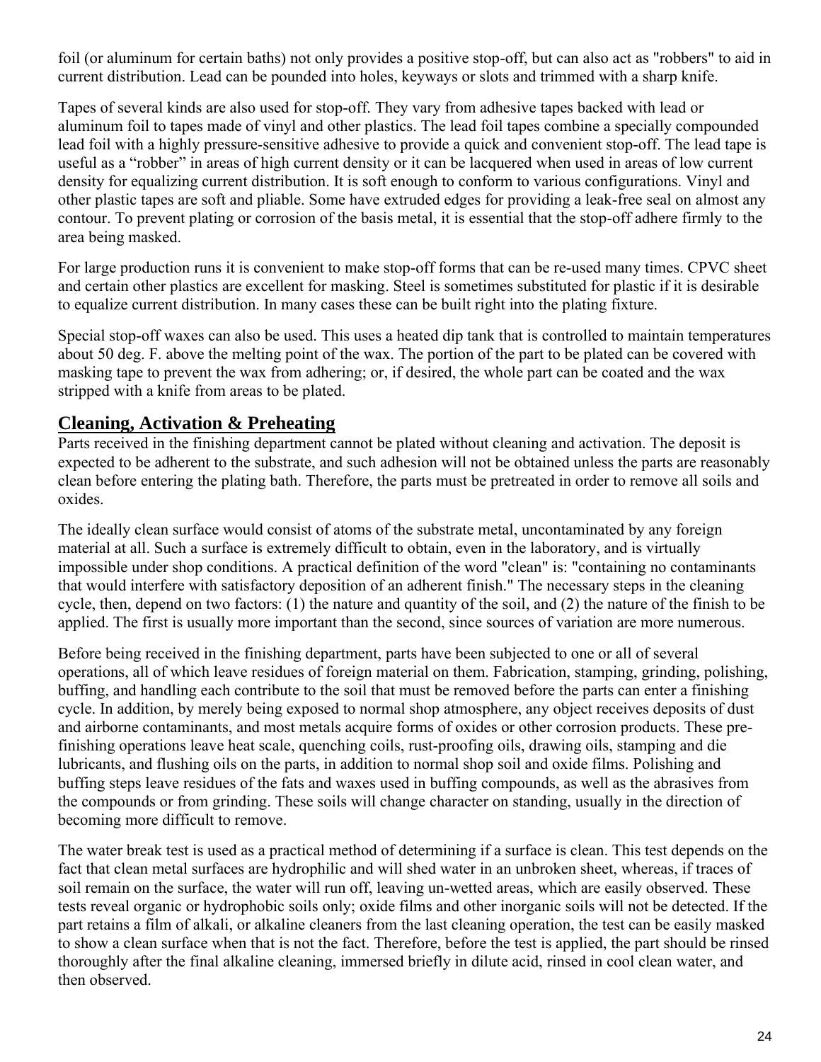foil (or aluminum for certain baths) not only provides a positive stop-off, but can also act as "robbers" to aid in current distribution. Lead can be pounded into holes, keyways or slots and trimmed with a sharp knife.

Tapes of several kinds are also used for stop-off. They vary from adhesive tapes backed with lead or aluminum foil to tapes made of vinyl and other plastics. The lead foil tapes combine a specially compounded lead foil with a highly pressure-sensitive adhesive to provide a quick and convenient stop-off. The lead tape is useful as a “robber” in areas of high current density or it can be lacquered when used in areas of low current density for equalizing current distribution. It is soft enough to conform to various configurations. Vinyl and other plastic tapes are soft and pliable. Some have extruded edges for providing a leak-free seal on almost any contour. To prevent plating or corrosion of the basis metal, it is essential that the stop-off adhere firmly to the area being masked.

For large production runs it is convenient to make stop-off forms that can be re-used many times. CPVC sheet and certain other plastics are excellent for masking. Steel is sometimes substituted for plastic if it is desirable to equalize current distribution. In many cases these can be built right into the plating fixture.

Special stop-off waxes can also be used. This uses a heated dip tank that is controlled to maintain temperatures about 50 deg. F. above the melting point of the wax. The portion of the part to be plated can be covered with masking tape to prevent the wax from adhering; or, if desired, the whole part can be coated and the wax stripped with a knife from areas to be plated.

## Cleaning, Activation & Preheating

Parts received in the finishing department cannot be plated without cleaning and activation. The deposit is expected to be adherent to the substrate, and such adhesion will not be obtained unless the parts are reasonably clean before entering the plating bath. Therefore, the parts must be pretreated in order to remove all soils and oxides.

The ideally clean surface would consist of atoms of the substrate metal, uncontaminated by any foreign material at all. Such a surface is extremely difficult to obtain, even in the laboratory, and is virtually impossible under shop conditions. A practical definition of the word "clean" is: "containing no contaminants that would interfere with satisfactory deposition of an adherent finish." The necessary steps in the cleaning cycle, then, depend on two factors: (1) the nature and quantity of the soil, and (2) the nature of the finish to be applied. The first is usually more important than the second, since sources of variation are more numerous.

Before being received in the finishing department, parts have been subjected to one or all of several operations, all of which leave residues of foreign material on them. Fabrication, stamping, grinding, polishing, buffing, and handling each contribute to the soil that must be removed before the parts can enter a finishing cycle. In addition, by merely being exposed to normal shop atmosphere, any object receives deposits of dust and airborne contaminants, and most metals acquire forms of oxides or other corrosion products. These pre-finishing operations leave heat scale, quenching coils, rust-proofing oils, drawing oils, stamping and die lubricants, and flushing oils on the parts, in addition to normal shop soil and oxide films. Polishing and buffing steps leave residues of the fats and waxes used in buffing compounds, as well as the abrasives from the compounds or from grinding. These soils will change character on standing, usually in the direction of becoming more difficult to remove.

The water break test is used as a practical method of determining if a surface is clean. This test depends on the fact that clean metal surfaces are hydrophilic and will shed water in an unbroken sheet, whereas, if traces of soil remain on the surface, the water will run off, leaving un-wetted areas, which are easily observed. These tests reveal organic or hydrophobic soils only; oxide films and other inorganic soils will not be detected. If the part retains a film of alkali, or alkaline cleaners from the last cleaning operation, the test can be easily masked to show a clean surface when that is not the fact. Therefore, before the test is applied, the part should be rinsed thoroughly after the final alkaline cleaning, immersed briefly in dilute acid, rinsed in cool clean water, and then observed.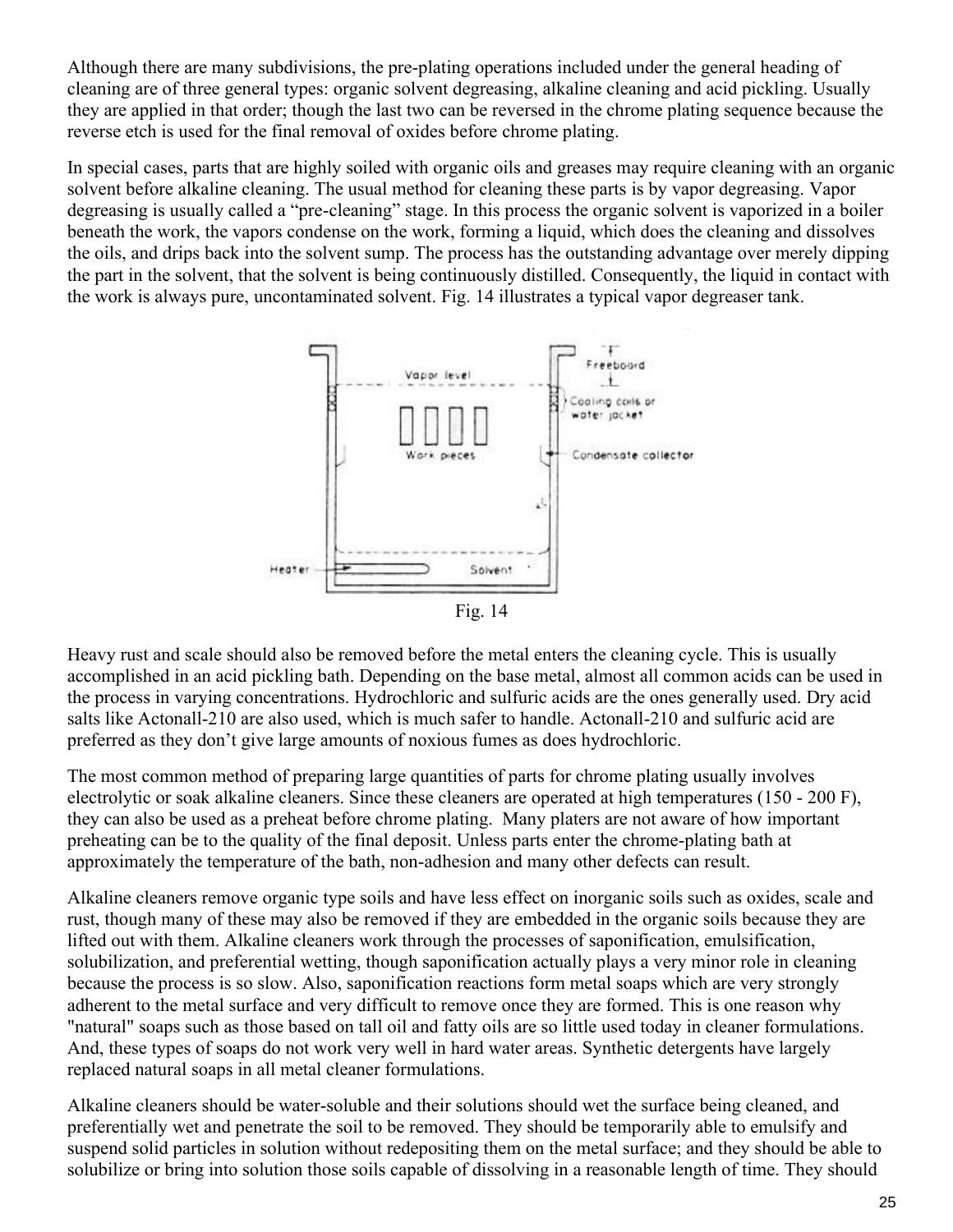Although there are many subdivisions, the pre-plating operations included under the general heading of cleaning are of three general types: organic solvent degreasing, alkaline cleaning and acid pickling. Usually they are applied in that order; though the last two can be reversed in the chrome plating sequence because the reverse etch is used for the final removal of oxides before chrome plating.

In special cases, parts that are highly soiled with organic oils and greases may require cleaning with an organic solvent before alkaline cleaning. The usual method for cleaning these parts is by vapor degreasing. Vapor degreasing is usually called a "pre-cleaning" stage. In this process the organic solvent is vaporized in a boiler beneath the work, the vapors condense on the work, forming a liquid, which does the cleaning and dissolves the oils, and drips back into the solvent sump. The process has the outstanding advantage over merely dipping the part in the solvent, that the solvent is being continuously distilled. Consequently, the liquid in contact with the work is always pure, uncontaminated solvent. Fig. 14 illustrates a typical vapor degreaser tank.

Fig. 14

Heavy rust and scale should also be removed before the metal enters the cleaning cycle. This is usually accomplished in an acid pickling bath. Depending on the base metal, almost all common acids can be used in the process in varying concentrations. Hydrochloric and sulfuric acids are the ones generally used. Dry acid salts like Actonall-210 are also used, which is much safer to handle. Actonall-210 and sulfuric acid are preferred as they don't give large amounts of noxious fumes as does hydrochloric.

The most common method of preparing large quantities of parts for chrome plating usually involves electrolytic or soak alkaline cleaners. Since these cleaners are operated at high temperatures (150 - 200 F), they can also be used as a preheat before chrome plating. Many platers are not aware of how important preheating can be to the quality of the final deposit. Unless parts enter the chrome-plating bath at approximately the temperature of the bath, non-adhesion and many other defects can result.

Alkaline cleaners remove organic type soils and have less effect on inorganic soils such as oxides, scale and rust, though many of these may also be removed if they are embedded in the organic soils because they are lifted out with them. Alkaline cleaners work through the processes of saponification, emulsification, solubilization, and preferential wetting, though saponification actually plays a very minor role in cleaning because the process is so slow. Also, saponification reactions form metal soaps which are very strongly adherent to the metal surface and very difficult to remove once they are formed. This is one reason why "natural" soaps such as those based on tall oil and fatty oils are so little used today in cleaner formulations. And, these types of soaps do not work very well in hard water areas. Synthetic detergents have largely replaced natural soaps in all metal cleaner formulations.

Alkaline cleaners should be water-soluble and their solutions should wet the surface being cleaned, and preferentially wet and penetrate the soil to be removed. They should be temporarily able to emulsify and suspend solid particles in solution without redepositing them on the metal surface; and they should be able to solubilize or bring into solution those soils capable of dissolving in a reasonable length of time. They should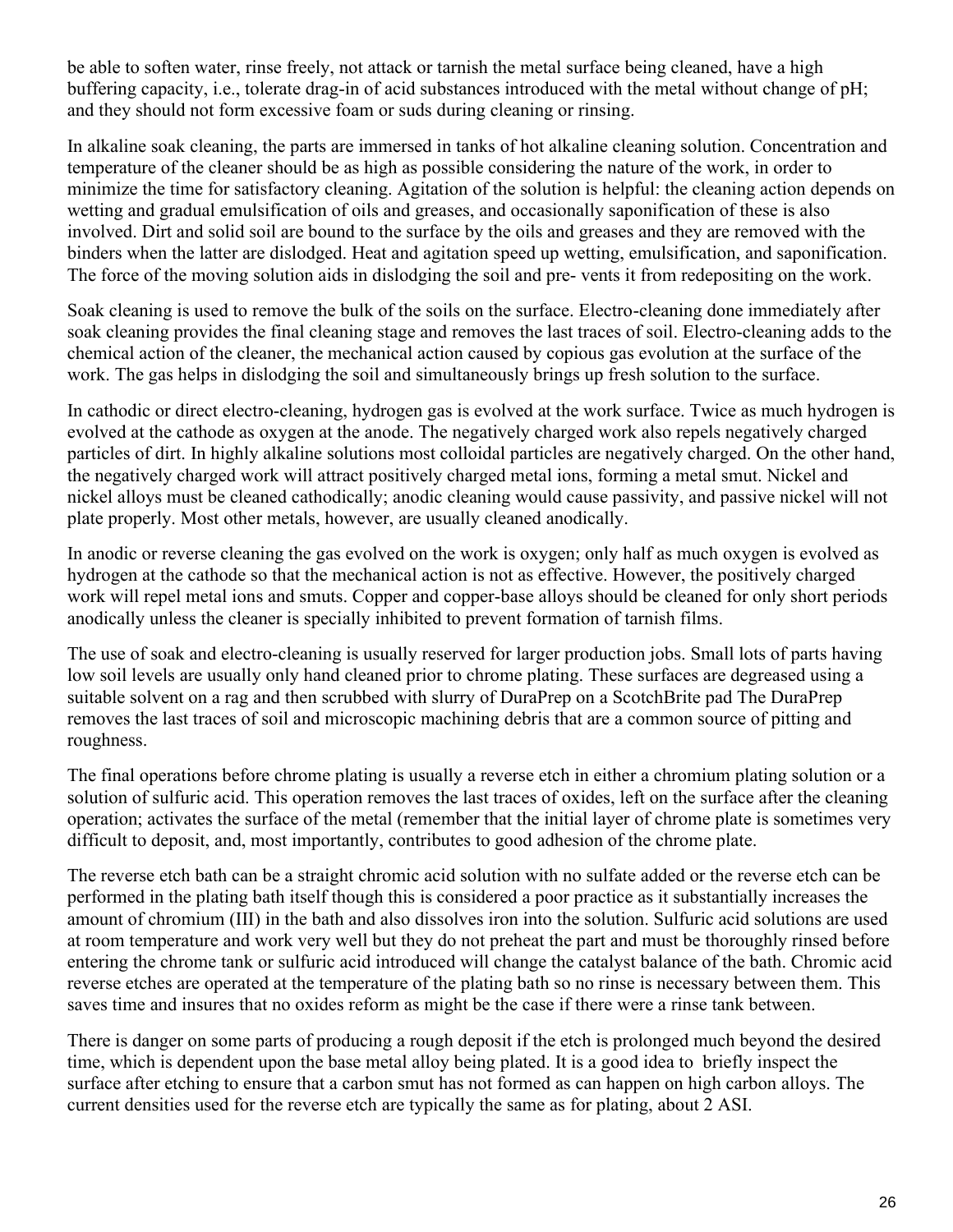be able to soften water, rinse freely, not attack or tarnish the metal surface being cleaned, have a high buffering capacity, i.e., tolerate drag-in of acid substances introduced with the metal without change of pH; and they should not form excessive foam or suds during cleaning or rinsing.

In alkaline soak cleaning, the parts are immersed in tanks of hot alkaline cleaning solution. Concentration and temperature of the cleaner should be as high as possible considering the nature of the work, in order to minimize the time for satisfactory cleaning. Agitation of the solution is helpful: the cleaning action depends on wetting and gradual emulsification of oils and greases, and occasionally saponification of these is also involved. Dirt and solid soil are bound to the surface by the oils and greases and they are removed with the binders when the latter are dislodged. Heat and agitation speed up wetting, emulsification, and saponification. The force of the moving solution aids in dislodging the soil and pre- vents it from redepositing on the work.

Soak cleaning is used to remove the bulk of the soils on the surface. Electro-cleaning done immediately after soak cleaning provides the final cleaning stage and removes the last traces of soil. Electro-cleaning adds to the chemical action of the cleaner, the mechanical action caused by copious gas evolution at the surface of the work. The gas helps in dislodging the soil and simultaneously brings up fresh solution to the surface.

In cathodic or direct electro-cleaning, hydrogen gas is evolved at the work surface. Twice as much hydrogen is evolved at the cathode as oxygen at the anode. The negatively charged work also repels negatively charged particles of dirt. In highly alkaline solutions most colloidal particles are negatively charged. On the other hand, the negatively charged work will attract positively charged metal ions, forming a metal smut. Nickel and nickel alloys must be cleaned cathodically; anodic cleaning would cause passivity, and passive nickel will not plate properly. Most other metals, however, are usually cleaned anodically.

In anodic or reverse cleaning the gas evolved on the work is oxygen; only half as much oxygen is evolved as hydrogen at the cathode so that the mechanical action is not as effective. However, the positively charged work will repel metal ions and smuts. Copper and copper-base alloys should be cleaned for only short periods anodically unless the cleaner is specially inhibited to prevent formation of tarnish films.

The use of soak and electro-cleaning is usually reserved for larger production jobs. Small lots of parts having low soil levels are usually only hand cleaned prior to chrome plating. These surfaces are degreased using a suitable solvent on a rag and then scrubbed with slurry of DuraPrep on a ScotchBrite pad The DuraPrep removes the last traces of soil and microscopic machining debris that are a common source of pitting and roughness.

The final operations before chrome plating is usually a reverse etch in either a chromium plating solution or a solution of sulfuric acid. This operation removes the last traces of oxides, left on the surface after the cleaning operation; activates the surface of the metal (remember that the initial layer of chrome plate is sometimes very difficult to deposit, and, most importantly, contributes to good adhesion of the chrome plate.

The reverse etch bath can be a straight chromic acid solution with no sulfate added or the reverse etch can be performed in the plating bath itself though this is considered a poor practice as it substantially increases the amount of chromium (III) in the bath and also dissolves iron into the solution. Sulfuric acid solutions are used at room temperature and work very well but they do not preheat the part and must be thoroughly rinsed before entering the chrome tank or sulfuric acid introduced will change the catalyst balance of the bath. Chromic acid reverse etches are operated at the temperature of the plating bath so no rinse is necessary between them. This saves time and insures that no oxides reform as might be the case if there were a rinse tank between.

There is danger on some parts of producing a rough deposit if the etch is prolonged much beyond the desired time, which is dependent upon the base metal alloy being plated. It is a good idea to briefly inspect the surface after etching to ensure that a carbon smut has not formed as can happen on high carbon alloys. The current densities used for the reverse etch are typically the same as for plating, about 2 ASI.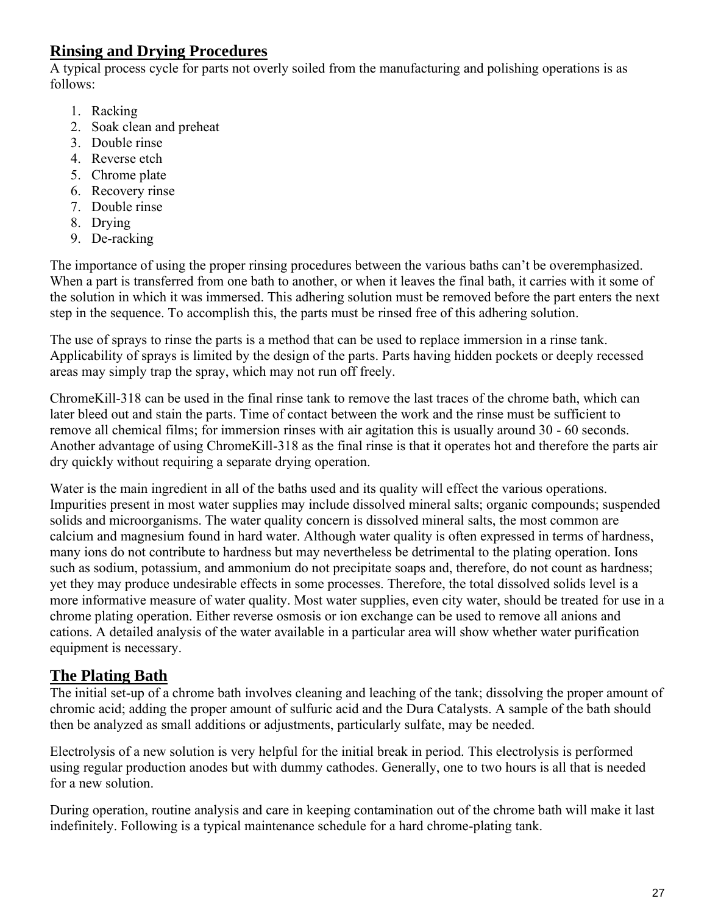## Rinsing and Drying Procedures

A typical process cycle for parts not overly soiled from the manufacturing and polishing operations is as follows:

1. Racking
2. Soak clean and preheat
3. Double rinse
4. Reverse etch
5. Chrome plate
6. Recovery rinse
7. Double rinse
8. Drying
9. De-racking

The importance of using the proper rinsing procedures between the various baths can't be overemphasized. When a part is transferred from one bath to another, or when it leaves the final bath, it carries with it some of the solution in which it was immersed. This adhering solution must be removed before the part enters the next step in the sequence. To accomplish this, the parts must be rinsed free of this adhering solution.

The use of sprays to rinse the parts is a method that can be used to replace immersion in a rinse tank. Applicability of sprays is limited by the design of the parts. Parts having hidden pockets or deeply recessed areas may simply trap the spray, which may not run off freely.

ChromeKill-318 can be used in the final rinse tank to remove the last traces of the chrome bath, which can later bleed out and stain the parts. Time of contact between the work and the rinse must be sufficient to remove all chemical films; for immersion rinses with air agitation this is usually around 30 - 60 seconds. Another advantage of using ChromeKill-318 as the final rinse is that it operates hot and therefore the parts air dry quickly without requiring a separate drying operation.

Water is the main ingredient in all of the baths used and its quality will effect the various operations. Impurities present in most water supplies may include dissolved mineral salts; organic compounds; suspended solids and microorganisms. The water quality concern is dissolved mineral salts, the most common are calcium and magnesium found in hard water. Although water quality is often expressed in terms of hardness, many ions do not contribute to hardness but may nevertheless be detrimental to the plating operation. Ions such as sodium, potassium, and ammonium do not precipitate soaps and, therefore, do not count as hardness; yet they may produce undesirable effects in some processes. Therefore, the total dissolved solids level is a more informative measure of water quality. Most water supplies, even city water, should be treated for use in a chrome plating operation. Either reverse osmosis or ion exchange can be used to remove all anions and cations. A detailed analysis of the water available in a particular area will show whether water purification equipment is necessary.

## The Plating Bath

The initial set-up of a chrome bath involves cleaning and leaching of the tank; dissolving the proper amount of chromic acid; adding the proper amount of sulfuric acid and the Dura Catalysts. A sample of the bath should then be analyzed as small additions or adjustments, particularly sulfate, may be needed.

Electrolysis of a new solution is very helpful for the initial break in period. This electrolysis is performed using regular production anodes but with dummy cathodes. Generally, one to two hours is all that is needed for a new solution.

During operation, routine analysis and care in keeping contamination out of the chrome bath will make it last indefinitely. Following is a typical maintenance schedule for a hard chrome-plating tank.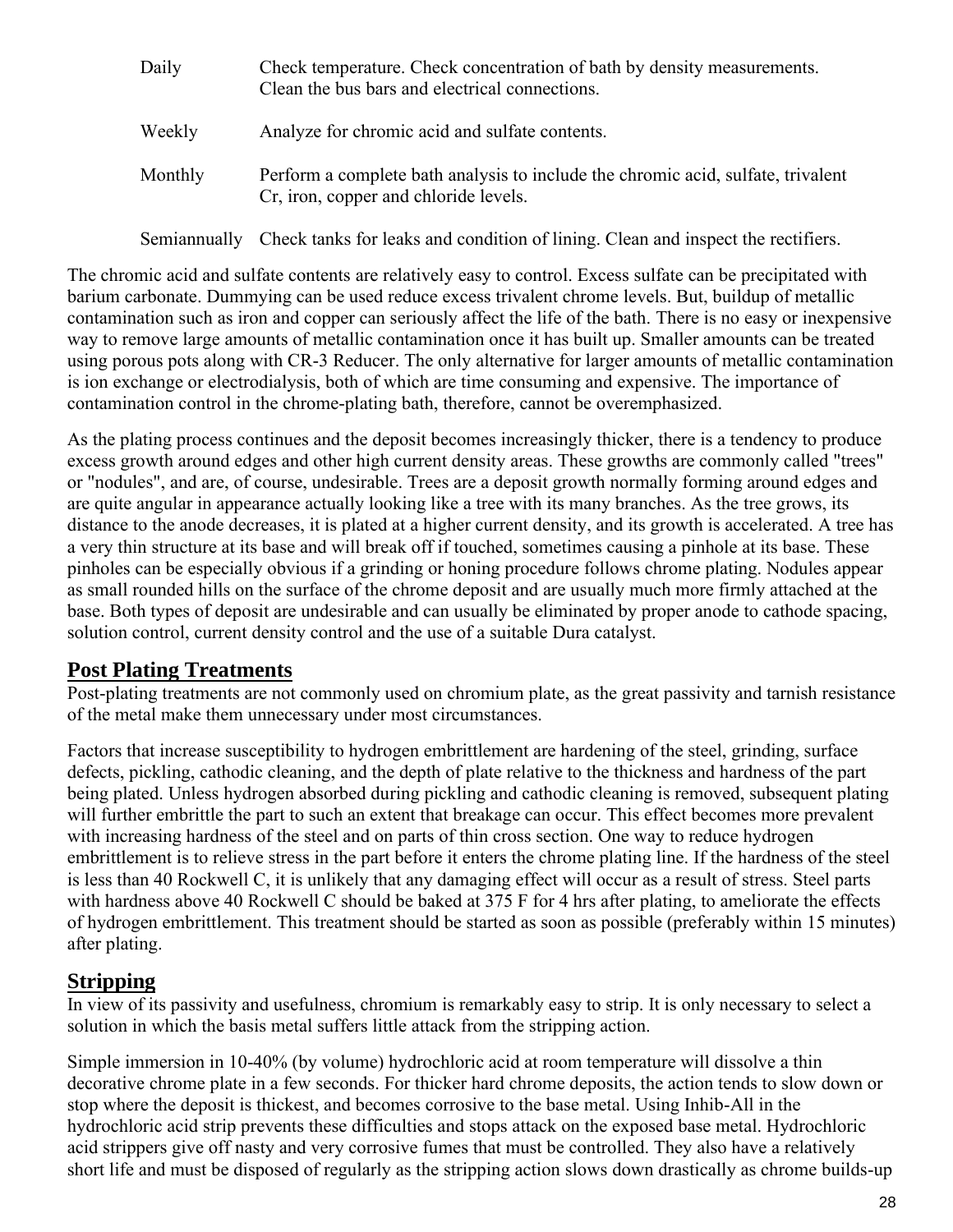| | |
|---|---|
| Daily | Check temperature. Check concentration of bath by density measurements. Clean the bus bars and electrical connections. |
| Weekly | Analyze for chromic acid and sulfate contents. |
| Monthly | Perform a complete bath analysis to include the chromic acid, sulfate, trivalent Cr, iron, copper and chloride levels. |
| Semiannually | Check tanks for leaks and condition of lining. Clean and inspect the rectifiers. |

The chromic acid and sulfate contents are relatively easy to control. Excess sulfate can be precipitated with barium carbonate. Dummying can be used reduce excess trivalent chrome levels. But, buildup of metallic contamination such as iron and copper can seriously affect the life of the bath. There is no easy or inexpensive way to remove large amounts of metallic contamination once it has built up. Smaller amounts can be treated using porous pots along with CR-3 Reducer. The only alternative for larger amounts of metallic contamination is ion exchange or electrodialysis, both of which are time consuming and expensive. The importance of contamination control in the chrome-plating bath, therefore, cannot be overemphasized.

As the plating process continues and the deposit becomes increasingly thicker, there is a tendency to produce excess growth around edges and other high current density areas. These growths are commonly called "trees" or "nodules", and are, of course, undesirable. Trees are a deposit growth normally forming around edges and are quite angular in appearance actually looking like a tree with its many branches. As the tree grows, its distance to the anode decreases, it is plated at a higher current density, and its growth is accelerated. A tree has a very thin structure at its base and will break off if touched, sometimes causing a pinhole at its base. These pinholes can be especially obvious if a grinding or honing procedure follows chrome plating. Nodules appear as small rounded hills on the surface of the chrome deposit and are usually much more firmly attached at the base. Both types of deposit are undesirable and can usually be eliminated by proper anode to cathode spacing, solution control, current density control and the use of a suitable Dura catalyst.

## Post Plating Treatments

Post-plating treatments are not commonly used on chromium plate, as the great passivity and tarnish resistance of the metal make them unnecessary under most circumstances.

Factors that increase susceptibility to hydrogen embrittlement are hardening of the steel, grinding, surface defects, pickling, cathodic cleaning, and the depth of plate relative to the thickness and hardness of the part being plated. Unless hydrogen absorbed during pickling and cathodic cleaning is removed, subsequent plating will further embrittle the part to such an extent that breakage can occur. This effect becomes more prevalent with increasing hardness of the steel and on parts of thin cross section. One way to reduce hydrogen embrittlement is to relieve stress in the part before it enters the chrome plating line. If the hardness of the steel is less than 40 Rockwell C, it is unlikely that any damaging effect will occur as a result of stress. Steel parts with hardness above 40 Rockwell C should be baked at 375 F for 4 hrs after plating, to ameliorate the effects of hydrogen embrittlement. This treatment should be started as soon as possible (preferably within 15 minutes) after plating.

## Stripping

In view of its passivity and usefulness, chromium is remarkably easy to strip. It is only necessary to select a solution in which the basis metal suffers little attack from the stripping action.

Simple immersion in 10-40% (by volume) hydrochloric acid at room temperature will dissolve a thin decorative chrome plate in a few seconds. For thicker hard chrome deposits, the action tends to slow down or stop where the deposit is thickest, and becomes corrosive to the base metal. Using Inhib-All in the hydrochloric acid strip prevents these difficulties and stops attack on the exposed base metal. Hydrochloric acid strippers give off nasty and very corrosive fumes that must be controlled. They also have a relatively short life and must be disposed of regularly as the stripping action slows down drastically as chrome builds-up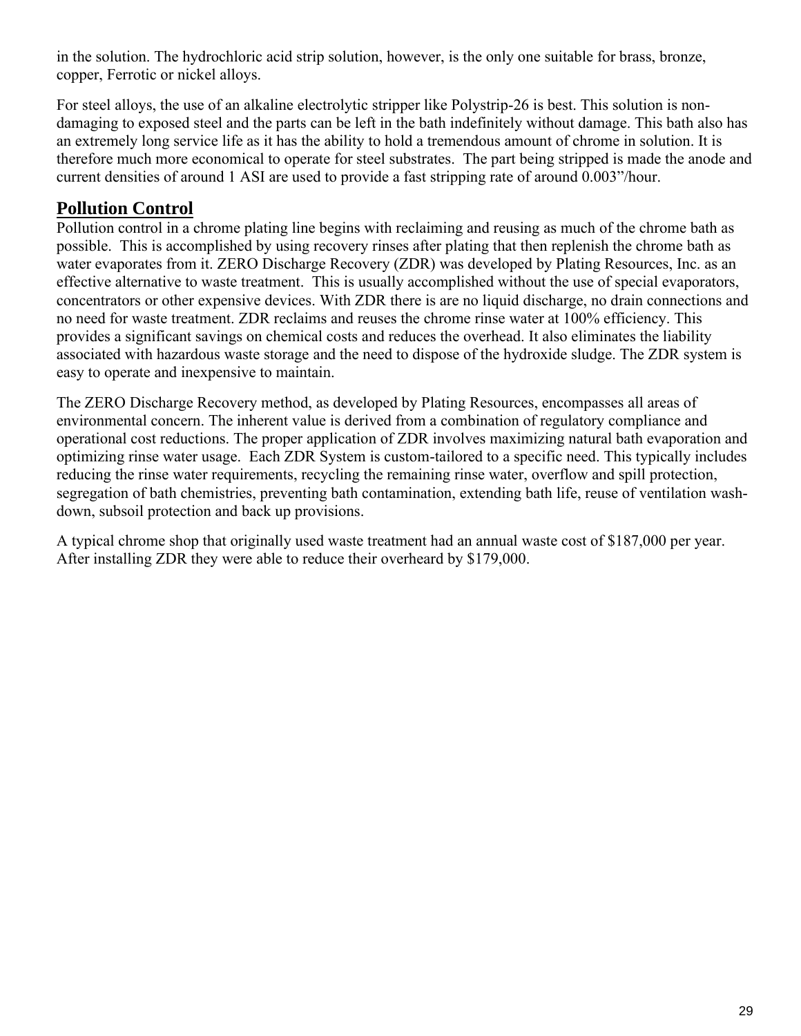in the solution. The hydrochloric acid strip solution, however, is the only one suitable for brass, bronze, copper, Ferrotic or nickel alloys.

For steel alloys, the use of an alkaline electrolytic stripper like Polystrip-26 is best. This solution is non-damaging to exposed steel and the parts can be left in the bath indefinitely without damage. This bath also has an extremely long service life as it has the ability to hold a tremendous amount of chrome in solution. It is therefore much more economical to operate for steel substrates. The part being stripped is made the anode and current densities of around 1 ASI are used to provide a fast stripping rate of around 0.003"/hour.

## Pollution Control

Pollution control in a chrome plating line begins with reclaiming and reusing as much of the chrome bath as possible. This is accomplished by using recovery rinses after plating that then replenish the chrome bath as water evaporates from it. ZERO Discharge Recovery (ZDR) was developed by Plating Resources, Inc. as an effective alternative to waste treatment. This is usually accomplished without the use of special evaporators, concentrators or other expensive devices. With ZDR there is are no liquid discharge, no drain connections and no need for waste treatment. ZDR reclaims and reuses the chrome rinse water at 100% efficiency. This provides a significant savings on chemical costs and reduces the overhead. It also eliminates the liability associated with hazardous waste storage and the need to dispose of the hydroxide sludge. The ZDR system is easy to operate and inexpensive to maintain.

The ZERO Discharge Recovery method, as developed by Plating Resources, encompasses all areas of environmental concern. The inherent value is derived from a combination of regulatory compliance and operational cost reductions. The proper application of ZDR involves maximizing natural bath evaporation and optimizing rinse water usage. Each ZDR System is custom-tailored to a specific need. This typically includes reducing the rinse water requirements, recycling the remaining rinse water, overflow and spill protection, segregation of bath chemistries, preventing bath contamination, extending bath life, reuse of ventilation wash-down, subsoil protection and back up provisions.

A typical chrome shop that originally used waste treatment had an annual waste cost of $187,000 per year. After installing ZDR they were able to reduce their overheard by $179,000.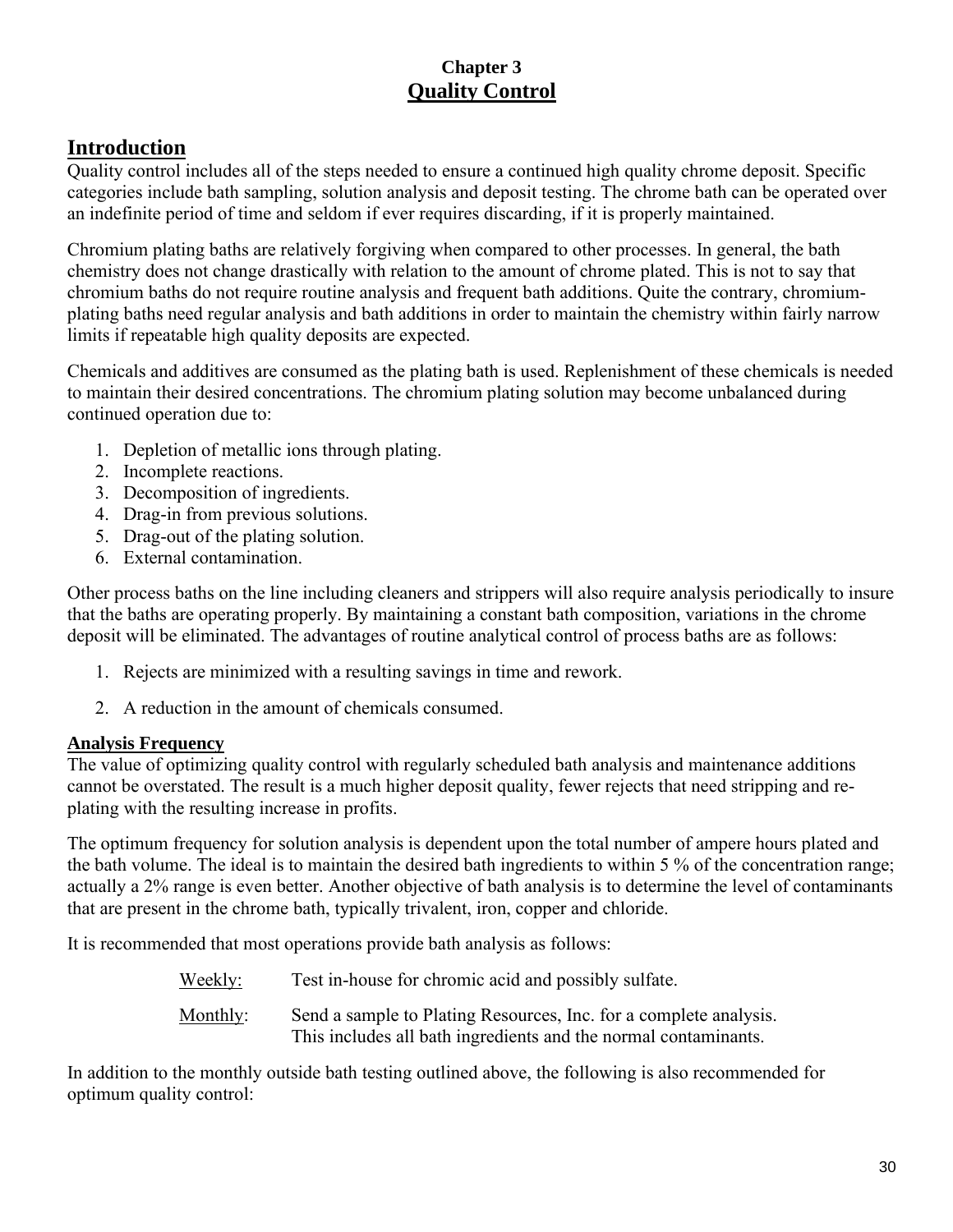# Chapter 3
# Quality Control

## Introduction

Quality control includes all of the steps needed to ensure a continued high quality chrome deposit. Specific categories include bath sampling, solution analysis and deposit testing. The chrome bath can be operated over an indefinite period of time and seldom if ever requires discarding, if it is properly maintained.

Chromium plating baths are relatively forgiving when compared to other processes. In general, the bath chemistry does not change drastically with relation to the amount of chrome plated. This is not to say that chromium baths do not require routine analysis and frequent bath additions. Quite the contrary, chromium-plating baths need regular analysis and bath additions in order to maintain the chemistry within fairly narrow limits if repeatable high quality deposits are expected.

Chemicals and additives are consumed as the plating bath is used. Replenishment of these chemicals is needed to maintain their desired concentrations. The chromium plating solution may become unbalanced during continued operation due to:

1. Depletion of metallic ions through plating.
2. Incomplete reactions.
3. Decomposition of ingredients.
4. Drag-in from previous solutions.
5. Drag-out of the plating solution.
6. External contamination.

Other process baths on the line including cleaners and strippers will also require analysis periodically to insure that the baths are operating properly. By maintaining a constant bath composition, variations in the chrome deposit will be eliminated. The advantages of routine analytical control of process baths are as follows:

1. Rejects are minimized with a resulting savings in time and rework.

2. A reduction in the amount of chemicals consumed.

### Analysis Frequency

The value of optimizing quality control with regularly scheduled bath analysis and maintenance additions cannot be overstated. The result is a much higher deposit quality, fewer rejects that need stripping and re-plating with the resulting increase in profits.

The optimum frequency for solution analysis is dependent upon the total number of ampere hours plated and the bath volume. The ideal is to maintain the desired bath ingredients to within 5 % of the concentration range; actually a 2% range is even better. Another objective of bath analysis is to determine the level of contaminants that are present in the chrome bath, typically trivalent, iron, copper and chloride.

It is recommended that most operations provide bath analysis as follows:

Weekly: Test in-house for chromic acid and possibly sulfate.

Monthly: Send a sample to Plating Resources, Inc. for a complete analysis. This includes all bath ingredients and the normal contaminants.

In addition to the monthly outside bath testing outlined above, the following is also recommended for optimum quality control: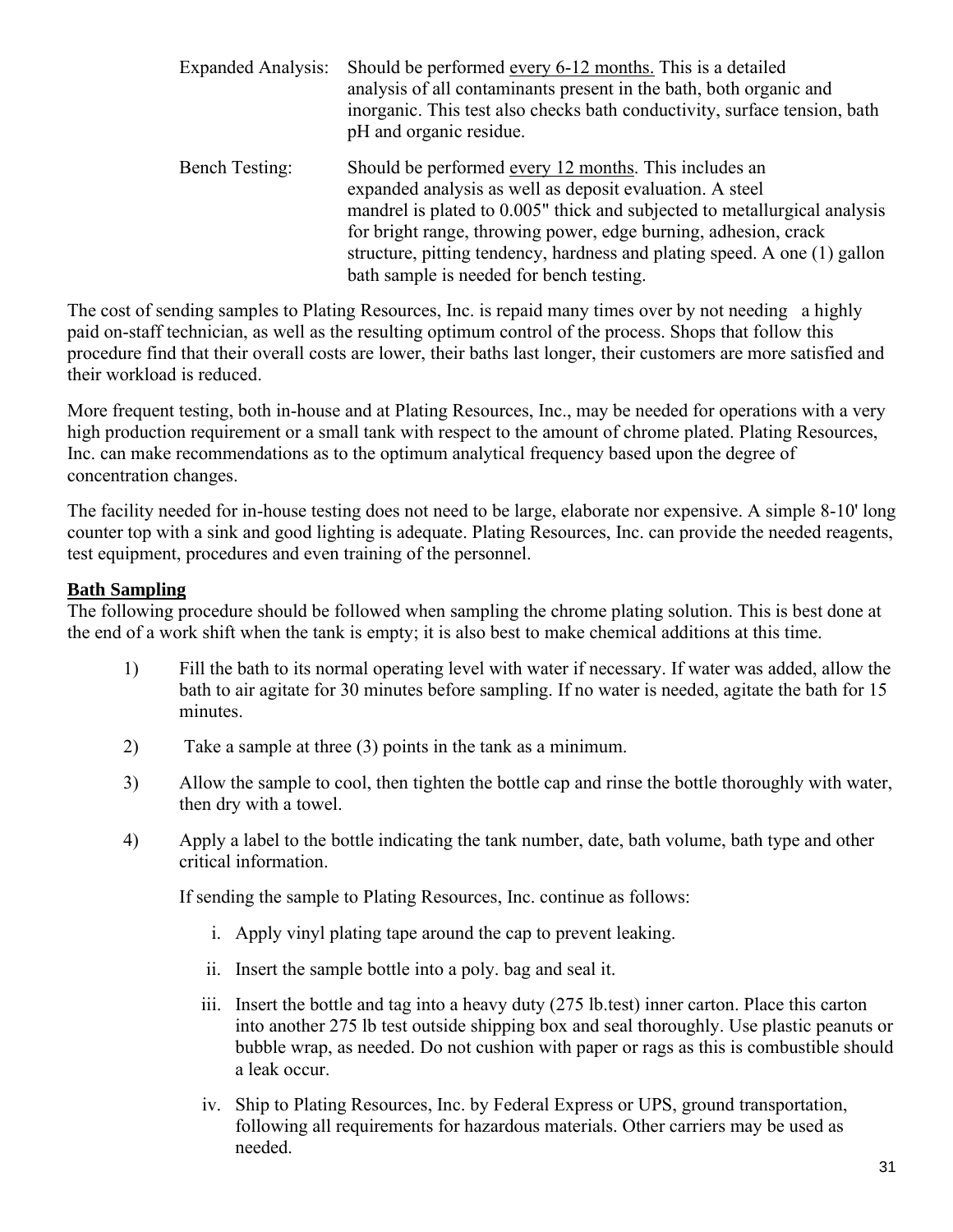Expanded Analysis: Should be performed <u>every 6-12 months.</u> This is a detailed analysis of all contaminants present in the bath, both organic and inorganic. This test also checks bath conductivity, surface tension, bath pH and organic residue.

Bench Testing: Should be performed <u>every 12 months</u>. This includes an expanded analysis as well as deposit evaluation. A steel mandrel is plated to 0.005" thick and subjected to metallurgical analysis for bright range, throwing power, edge burning, adhesion, crack structure, pitting tendency, hardness and plating speed. A one (1) gallon bath sample is needed for bench testing.

The cost of sending samples to Plating Resources, Inc. is repaid many times over by not needing a highly paid on-staff technician, as well as the resulting optimum control of the process. Shops that follow this procedure find that their overall costs are lower, their baths last longer, their customers are more satisfied and their workload is reduced.

More frequent testing, both in-house and at Plating Resources, Inc., may be needed for operations with a very high production requirement or a small tank with respect to the amount of chrome plated. Plating Resources, Inc. can make recommendations as to the optimum analytical frequency based upon the degree of concentration changes.

The facility needed for in-house testing does not need to be large, elaborate nor expensive. A simple 8-10' long counter top with a sink and good lighting is adequate. Plating Resources, Inc. can provide the needed reagents, test equipment, procedures and even training of the personnel.

## Bath Sampling

The following procedure should be followed when sampling the chrome plating solution. This is best done at the end of a work shift when the tank is empty; it is also best to make chemical additions at this time.

1) Fill the bath to its normal operating level with water if necessary. If water was added, allow the bath to air agitate for 30 minutes before sampling. If no water is needed, agitate the bath for 15 minutes.

2) Take a sample at three (3) points in the tank as a minimum.

3) Allow the sample to cool, then tighten the bottle cap and rinse the bottle thoroughly with water, then dry with a towel.

4) Apply a label to the bottle indicating the tank number, date, bath volume, bath type and other critical information.

   If sending the sample to Plating Resources, Inc. continue as follows:

   i. Apply vinyl plating tape around the cap to prevent leaking.

   ii. Insert the sample bottle into a poly. bag and seal it.

   iii. Insert the bottle and tag into a heavy duty (275 lb.test) inner carton. Place this carton into another 275 lb test outside shipping box and seal thoroughly. Use plastic peanuts or bubble wrap, as needed. Do not cushion with paper or rags as this is combustible should a leak occur.

   iv. Ship to Plating Resources, Inc. by Federal Express or UPS, ground transportation, following all requirements for hazardous materials. Other carriers may be used as needed.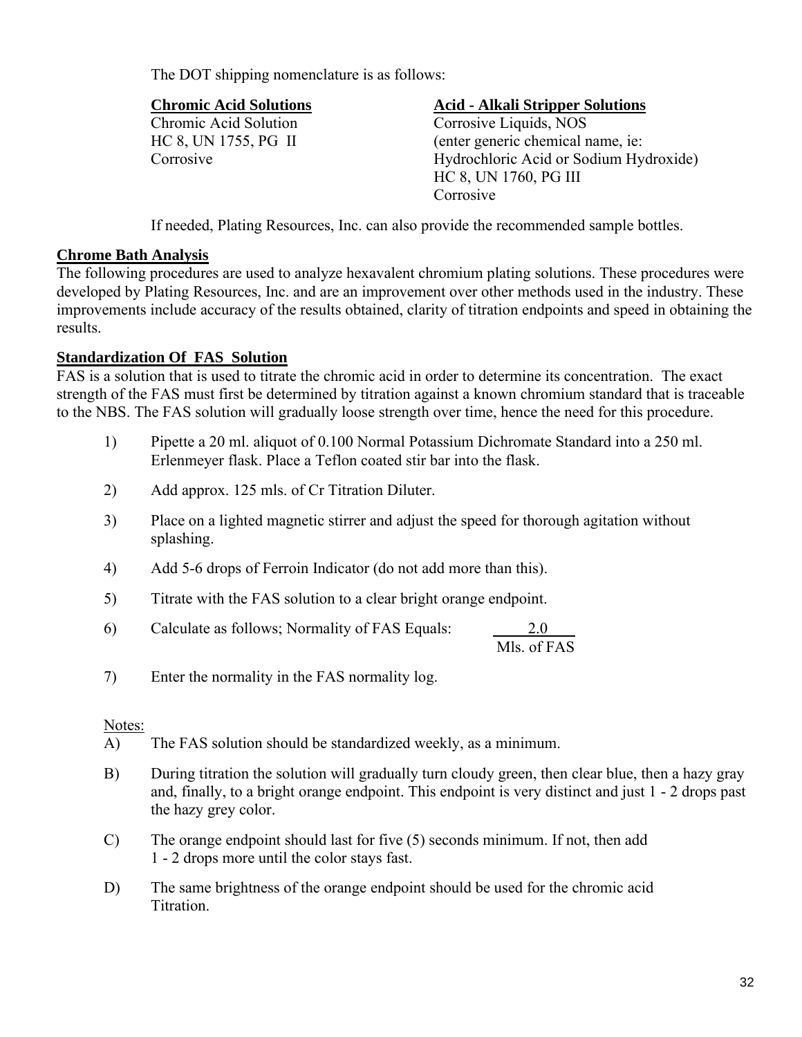The DOT shipping nomenclature is as follows:

| **Chromic Acid Solutions** | **Acid - Alkali Stripper Solutions** |
|---|---|
| Chromic Acid Solution | Corrosive Liquids, NOS |
| HC 8, UN 1755, PG II | (enter generic chemical name, ie: Hydrochloric Acid or Sodium Hydroxide) |
| Corrosive | HC 8, UN 1760, PG III |
| | Corrosive |

If needed, Plating Resources, Inc. can also provide the recommended sample bottles.

## Chrome Bath Analysis

The following procedures are used to analyze hexavalent chromium plating solutions. These procedures were developed by Plating Resources, Inc. and are an improvement over other methods used in the industry. These improvements include accuracy of the results obtained, clarity of titration endpoints and speed in obtaining the results.

## Standardization Of FAS Solution

FAS is a solution that is used to titrate the chromic acid in order to determine its concentration. The exact strength of the FAS must first be determined by titration against a known chromium standard that is traceable to the NBS. The FAS solution will gradually loose strength over time, hence the need for this procedure.

1) Pipette a 20 ml. aliquot of 0.100 Normal Potassium Dichromate Standard into a 250 ml. Erlenmeyer flask. Place a Teflon coated stir bar into the flask.

2) Add approx. 125 mls. of Cr Titration Diluter.

3) Place on a lighted magnetic stirrer and adjust the speed for thorough agitation without splashing.

4) Add 5-6 drops of Ferroin Indicator (do not add more than this).

5) Titrate with the FAS solution to a clear bright orange endpoint.

6) Calculate as follows; Normality of FAS Equals: $\frac{2.0}{\text{Mls. of FAS}}$

7) Enter the normality in the FAS normality log.

Notes:

A) The FAS solution should be standardized weekly, as a minimum.

B) During titration the solution will gradually turn cloudy green, then clear blue, then a hazy gray and, finally, to a bright orange endpoint. This endpoint is very distinct and just 1 - 2 drops past the hazy grey color.

C) The orange endpoint should last for five (5) seconds minimum. If not, then add 1 - 2 drops more until the color stays fast.

D) The same brightness of the orange endpoint should be used for the chromic acid Titration.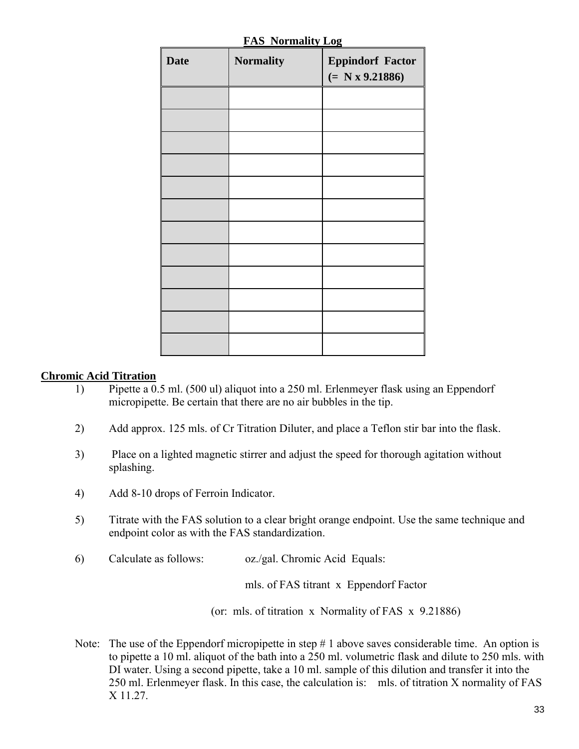**FAS Normality Log**

| Date | Normality | Eppindorf Factor (= N x 9.21886) |
|---|---|---|
| | | |
| | | |
| | | |
| | | |
| | | |
| | | |
| | | |
| | | |
| | | |
| | | |
| | | |
| | | |

## Chromic Acid Titration

1) Pipette a 0.5 ml. (500 ul) aliquot into a 250 ml. Erlenmeyer flask using an Eppendorf micropipette. Be certain that there are no air bubbles in the tip.

2) Add approx. 125 mls. of Cr Titration Diluter, and place a Teflon stir bar into the flask.

3) Place on a lighted magnetic stirrer and adjust the speed for thorough agitation without splashing.

4) Add 8-10 drops of Ferroin Indicator.

5) Titrate with the FAS solution to a clear bright orange endpoint. Use the same technique and endpoint color as with the FAS standardization.

6) Calculate as follows: oz./gal. Chromic Acid Equals:

   mls. of FAS titrant x Eppendorf Factor

   (or: mls. of titration x Normality of FAS x 9.21886)

Note: The use of the Eppendorf micropipette in step # 1 above saves considerable time. An option is to pipette a 10 ml. aliquot of the bath into a 250 ml. volumetric flask and dilute to 250 mls. with DI water. Using a second pipette, take a 10 ml. sample of this dilution and transfer it into the 250 ml. Erlenmeyer flask. In this case, the calculation is: mls. of titration X normality of FAS X 11.27.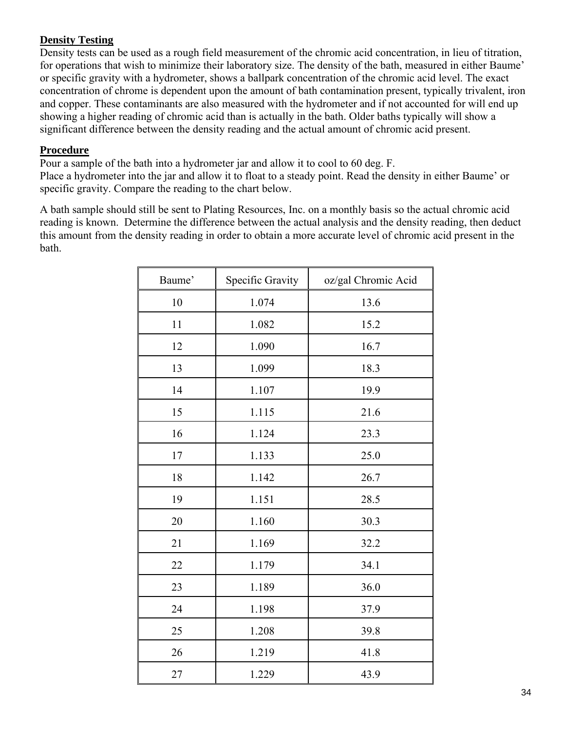## Density Testing

Density tests can be used as a rough field measurement of the chromic acid concentration, in lieu of titration, for operations that wish to minimize their laboratory size. The density of the bath, measured in either Baume' or specific gravity with a hydrometer, shows a ballpark concentration of the chromic acid level. The exact concentration of chrome is dependent upon the amount of bath contamination present, typically trivalent, iron and copper. These contaminants are also measured with the hydrometer and if not accounted for will end up showing a higher reading of chromic acid than is actually in the bath. Older baths typically will show a significant difference between the density reading and the actual amount of chromic acid present.

## Procedure

Pour a sample of the bath into a hydrometer jar and allow it to cool to 60 deg. F.
Place a hydrometer into the jar and allow it to float to a steady point. Read the density in either Baume' or specific gravity. Compare the reading to the chart below.

A bath sample should still be sent to Plating Resources, Inc. on a monthly basis so the actual chromic acid reading is known. Determine the difference between the actual analysis and the density reading, then deduct this amount from the density reading in order to obtain a more accurate level of chromic acid present in the bath.

| Baume' | Specific Gravity | oz/gal Chromic Acid |
|---|---|---|
| 10 | 1.074 | 13.6 |
| 11 | 1.082 | 15.2 |
| 12 | 1.090 | 16.7 |
| 13 | 1.099 | 18.3 |
| 14 | 1.107 | 19.9 |
| 15 | 1.115 | 21.6 |
| 16 | 1.124 | 23.3 |
| 17 | 1.133 | 25.0 |
| 18 | 1.142 | 26.7 |
| 19 | 1.151 | 28.5 |
| 20 | 1.160 | 30.3 |
| 21 | 1.169 | 32.2 |
| 22 | 1.179 | 34.1 |
| 23 | 1.189 | 36.0 |
| 24 | 1.198 | 37.9 |
| 25 | 1.208 | 39.8 |
| 26 | 1.219 | 41.8 |
| 27 | 1.229 | 43.9 |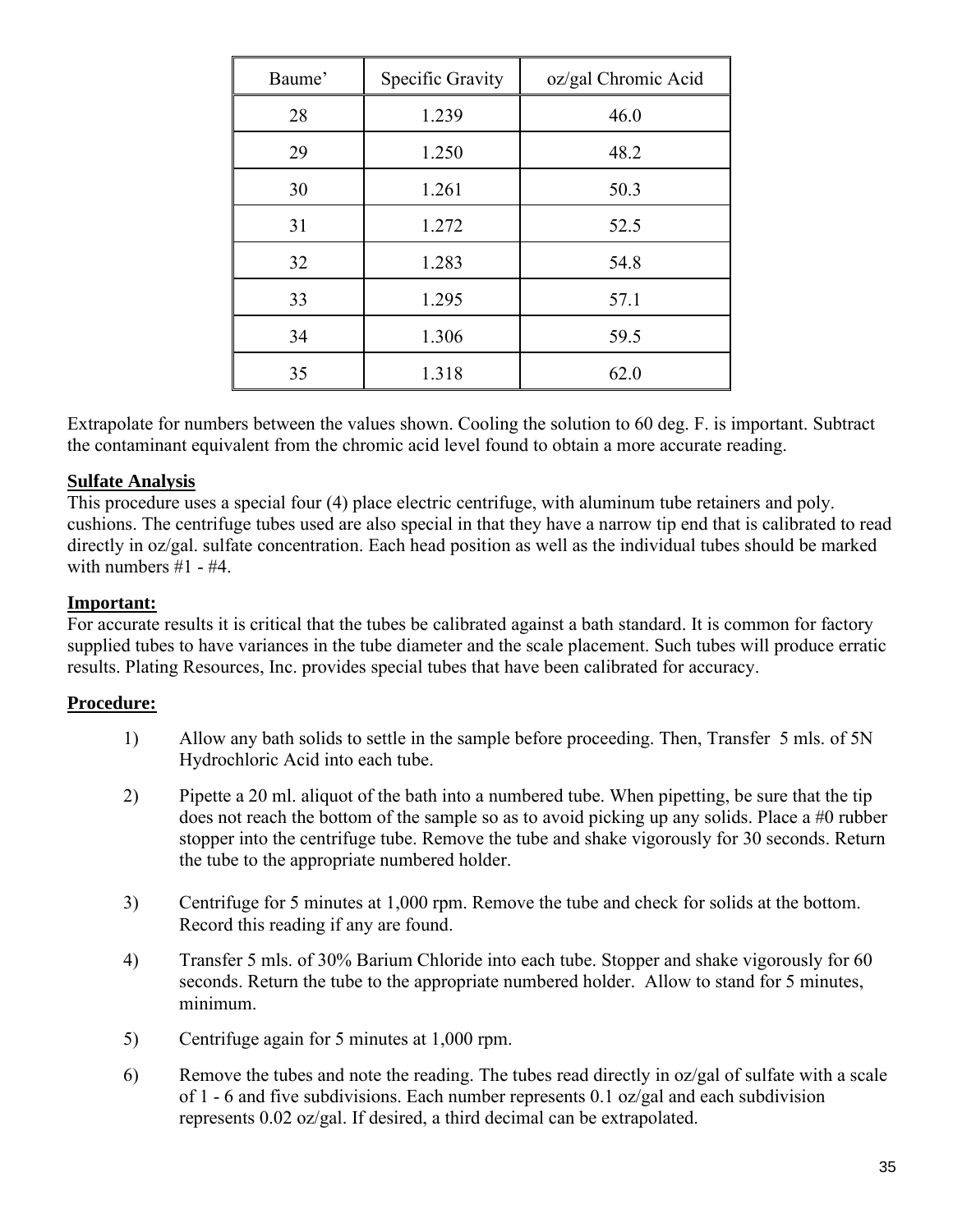| Baume’ | Specific Gravity | oz/gal Chromic Acid |
|---|---|---|
| 28 | 1.239 | 46.0 |
| 29 | 1.250 | 48.2 |
| 30 | 1.261 | 50.3 |
| 31 | 1.272 | 52.5 |
| 32 | 1.283 | 54.8 |
| 33 | 1.295 | 57.1 |
| 34 | 1.306 | 59.5 |
| 35 | 1.318 | 62.0 |

Extrapolate for numbers between the values shown. Cooling the solution to 60 deg. F. is important. Subtract the contaminant equivalent from the chromic acid level found to obtain a more accurate reading.

**Sulfate Analysis**

This procedure uses a special four (4) place electric centrifuge, with aluminum tube retainers and poly. cushions. The centrifuge tubes used are also special in that they have a narrow tip end that is calibrated to read directly in oz/gal. sulfate concentration. Each head position as well as the individual tubes should be marked with numbers #1 - #4.

**Important:**

For accurate results it is critical that the tubes be calibrated against a bath standard. It is common for factory supplied tubes to have variances in the tube diameter and the scale placement. Such tubes will produce erratic results. Plating Resources, Inc. provides special tubes that have been calibrated for accuracy.

**Procedure:**

1) Allow any bath solids to settle in the sample before proceeding. Then, Transfer 5 mls. of 5N Hydrochloric Acid into each tube.

2) Pipette a 20 ml. aliquot of the bath into a numbered tube. When pipetting, be sure that the tip does not reach the bottom of the sample so as to avoid picking up any solids. Place a #0 rubber stopper into the centrifuge tube. Remove the tube and shake vigorously for 30 seconds. Return the tube to the appropriate numbered holder.

3) Centrifuge for 5 minutes at 1,000 rpm. Remove the tube and check for solids at the bottom. Record this reading if any are found.

4) Transfer 5 mls. of 30% Barium Chloride into each tube. Stopper and shake vigorously for 60 seconds. Return the tube to the appropriate numbered holder. Allow to stand for 5 minutes, minimum.

5) Centrifuge again for 5 minutes at 1,000 rpm.

6) Remove the tubes and note the reading. The tubes read directly in oz/gal of sulfate with a scale of 1 - 6 and five subdivisions. Each number represents 0.1 oz/gal and each subdivision represents 0.02 oz/gal. If desired, a third decimal can be extrapolated.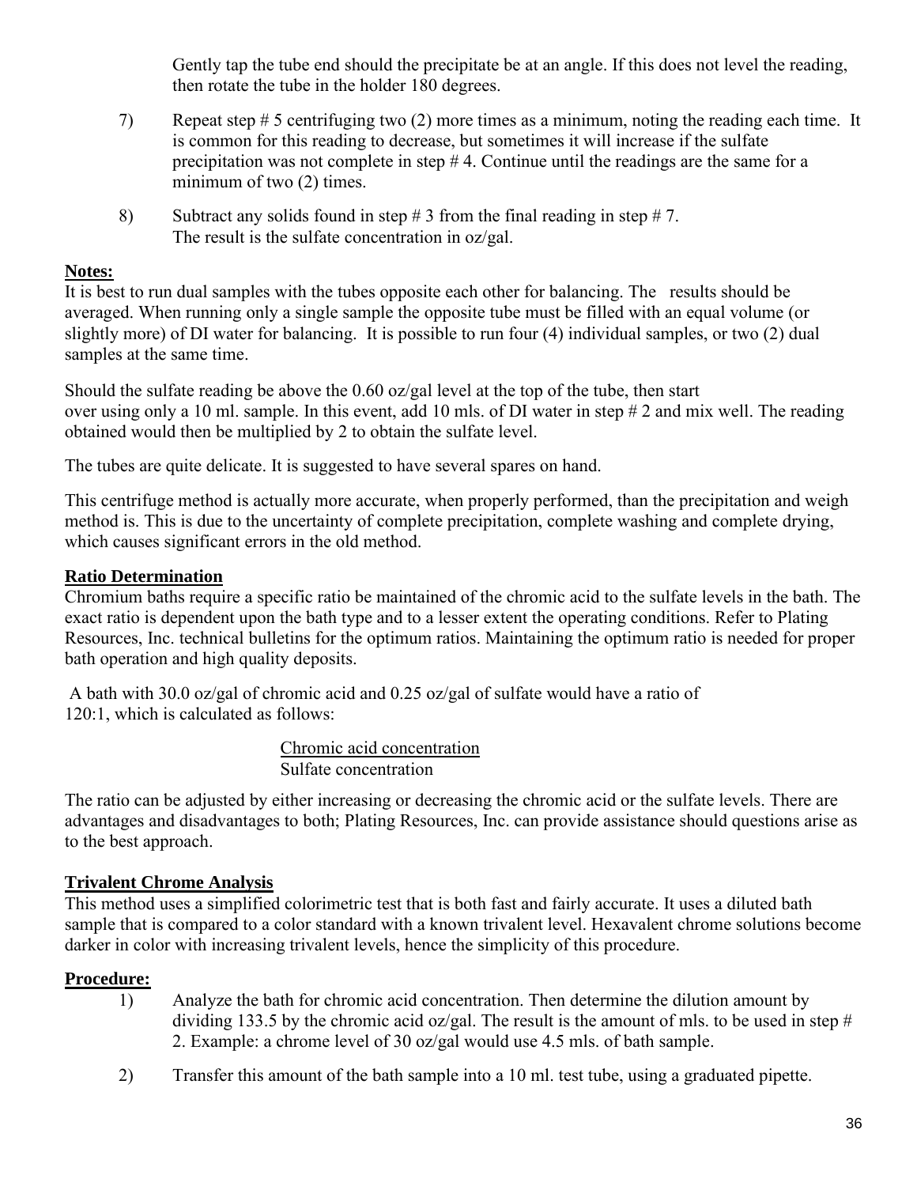Gently tap the tube end should the precipitate be at an angle. If this does not level the reading, then rotate the tube in the holder 180 degrees.

7) Repeat step # 5 centrifuging two (2) more times as a minimum, noting the reading each time. It is common for this reading to decrease, but sometimes it will increase if the sulfate precipitation was not complete in step # 4. Continue until the readings are the same for a minimum of two (2) times.

8) Subtract any solids found in step # 3 from the final reading in step # 7. The result is the sulfate concentration in oz/gal.

**Notes:**

It is best to run dual samples with the tubes opposite each other for balancing. The results should be averaged. When running only a single sample the opposite tube must be filled with an equal volume (or slightly more) of DI water for balancing. It is possible to run four (4) individual samples, or two (2) dual samples at the same time.

Should the sulfate reading be above the 0.60 oz/gal level at the top of the tube, then start over using only a 10 ml. sample. In this event, add 10 mls. of DI water in step # 2 and mix well. The reading obtained would then be multiplied by 2 to obtain the sulfate level.

The tubes are quite delicate. It is suggested to have several spares on hand.

This centrifuge method is actually more accurate, when properly performed, than the precipitation and weigh method is. This is due to the uncertainty of complete precipitation, complete washing and complete drying, which causes significant errors in the old method.

## Ratio Determination

Chromium baths require a specific ratio be maintained of the chromic acid to the sulfate levels in the bath. The exact ratio is dependent upon the bath type and to a lesser extent the operating conditions. Refer to Plating Resources, Inc. technical bulletins for the optimum ratios. Maintaining the optimum ratio is needed for proper bath operation and high quality deposits.

A bath with 30.0 oz/gal of chromic acid and 0.25 oz/gal of sulfate would have a ratio of 120:1, which is calculated as follows:

$$\frac{\text{Chromic acid concentration}}{\text{Sulfate concentration}}$$

The ratio can be adjusted by either increasing or decreasing the chromic acid or the sulfate levels. There are advantages and disadvantages to both; Plating Resources, Inc. can provide assistance should questions arise as to the best approach.

## Trivalent Chrome Analysis

This method uses a simplified colorimetric test that is both fast and fairly accurate. It uses a diluted bath sample that is compared to a color standard with a known trivalent level. Hexavalent chrome solutions become darker in color with increasing trivalent levels, hence the simplicity of this procedure.

**Procedure:**

1) Analyze the bath for chromic acid concentration. Then determine the dilution amount by dividing 133.5 by the chromic acid oz/gal. The result is the amount of mls. to be used in step # 2. Example: a chrome level of 30 oz/gal would use 4.5 mls. of bath sample.

2) Transfer this amount of the bath sample into a 10 ml. test tube, using a graduated pipette.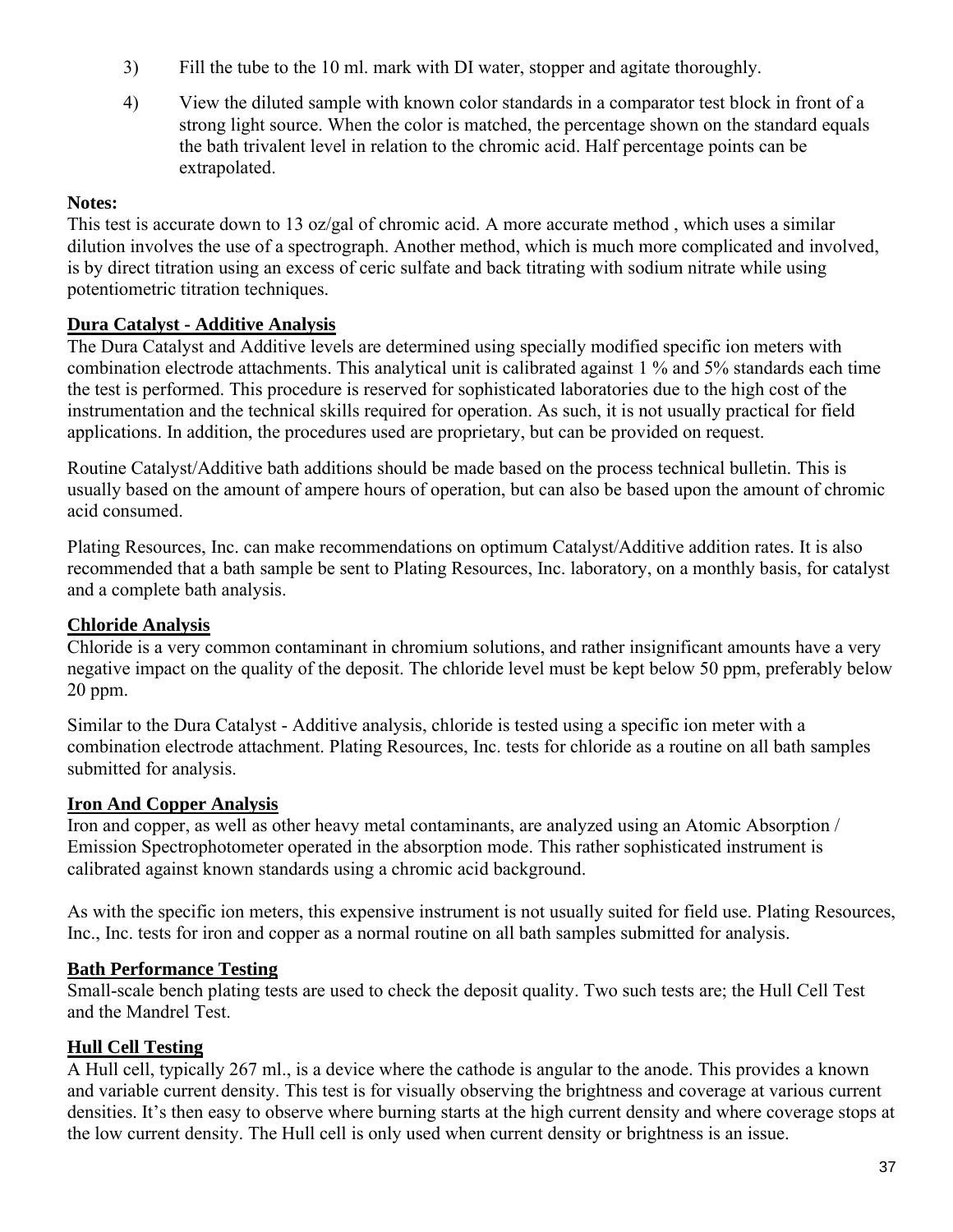3) Fill the tube to the 10 ml. mark with DI water, stopper and agitate thoroughly.

4) View the diluted sample with known color standards in a comparator test block in front of a strong light source. When the color is matched, the percentage shown on the standard equals the bath trivalent level in relation to the chromic acid. Half percentage points can be extrapolated.

**Notes:**
This test is accurate down to 13 oz/gal of chromic acid. A more accurate method , which uses a similar dilution involves the use of a spectrograph. Another method, which is much more complicated and involved, is by direct titration using an excess of ceric sulfate and back titrating with sodium nitrate while using potentiometric titration techniques.

## Dura Catalyst - Additive Analysis

The Dura Catalyst and Additive levels are determined using specially modified specific ion meters with combination electrode attachments. This analytical unit is calibrated against 1 % and 5% standards each time the test is performed. This procedure is reserved for sophisticated laboratories due to the high cost of the instrumentation and the technical skills required for operation. As such, it is not usually practical for field applications. In addition, the procedures used are proprietary, but can be provided on request.

Routine Catalyst/Additive bath additions should be made based on the process technical bulletin. This is usually based on the amount of ampere hours of operation, but can also be based upon the amount of chromic acid consumed.

Plating Resources, Inc. can make recommendations on optimum Catalyst/Additive addition rates. It is also recommended that a bath sample be sent to Plating Resources, Inc. laboratory, on a monthly basis, for catalyst and a complete bath analysis.

## Chloride Analysis

Chloride is a very common contaminant in chromium solutions, and rather insignificant amounts have a very negative impact on the quality of the deposit. The chloride level must be kept below 50 ppm, preferably below 20 ppm.

Similar to the Dura Catalyst - Additive analysis, chloride is tested using a specific ion meter with a combination electrode attachment. Plating Resources, Inc. tests for chloride as a routine on all bath samples submitted for analysis.

## Iron And Copper Analysis

Iron and copper, as well as other heavy metal contaminants, are analyzed using an Atomic Absorption / Emission Spectrophotometer operated in the absorption mode. This rather sophisticated instrument is calibrated against known standards using a chromic acid background.

As with the specific ion meters, this expensive instrument is not usually suited for field use. Plating Resources, Inc., Inc. tests for iron and copper as a normal routine on all bath samples submitted for analysis.

## Bath Performance Testing

Small-scale bench plating tests are used to check the deposit quality. Two such tests are; the Hull Cell Test and the Mandrel Test.

## Hull Cell Testing

A Hull cell, typically 267 ml., is a device where the cathode is angular to the anode. This provides a known and variable current density. This test is for visually observing the brightness and coverage at various current densities. It's then easy to observe where burning starts at the high current density and where coverage stops at the low current density. The Hull cell is only used when current density or brightness is an issue.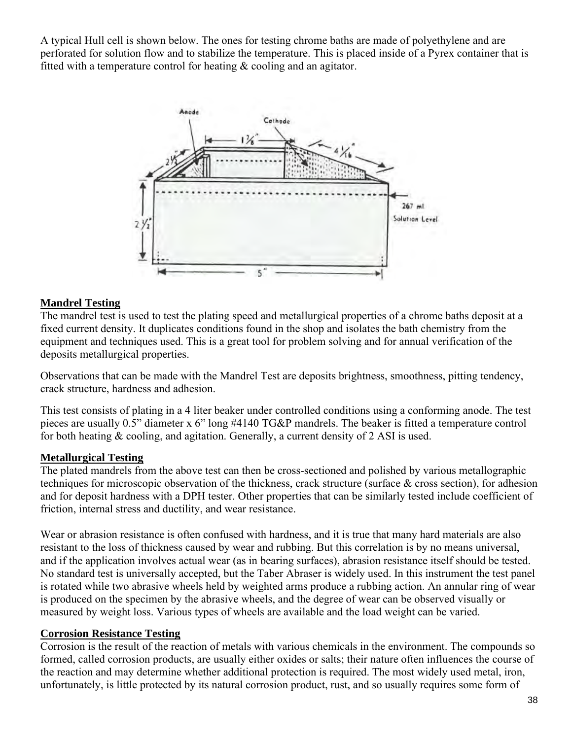A typical Hull cell is shown below. The ones for testing chrome baths are made of polyethylene and are perforated for solution flow and to stabilize the temperature. This is placed inside of a Pyrex container that is fitted with a temperature control for heating & cooling and an agitator.

## Mandrel Testing

The mandrel test is used to test the plating speed and metallurgical properties of a chrome baths deposit at a fixed current density. It duplicates conditions found in the shop and isolates the bath chemistry from the equipment and techniques used. This is a great tool for problem solving and for annual verification of the deposits metallurgical properties.

Observations that can be made with the Mandrel Test are deposits brightness, smoothness, pitting tendency, crack structure, hardness and adhesion.

This test consists of plating in a 4 liter beaker under controlled conditions using a conforming anode. The test pieces are usually 0.5" diameter x 6" long #4140 TG&P mandrels. The beaker is fitted a temperature control for both heating & cooling, and agitation. Generally, a current density of 2 ASI is used.

## Metallurgical Testing

The plated mandrels from the above test can then be cross-sectioned and polished by various metallographic techniques for microscopic observation of the thickness, crack structure (surface & cross section), for adhesion and for deposit hardness with a DPH tester. Other properties that can be similarly tested include coefficient of friction, internal stress and ductility, and wear resistance.

Wear or abrasion resistance is often confused with hardness, and it is true that many hard materials are also resistant to the loss of thickness caused by wear and rubbing. But this correlation is by no means universal, and if the application involves actual wear (as in bearing surfaces), abrasion resistance itself should be tested. No standard test is universally accepted, but the Taber Abraser is widely used. In this instrument the test panel is rotated while two abrasive wheels held by weighted arms produce a rubbing action. An annular ring of wear is produced on the specimen by the abrasive wheels, and the degree of wear can be observed visually or measured by weight loss. Various types of wheels are available and the load weight can be varied.

## Corrosion Resistance Testing

Corrosion is the result of the reaction of metals with various chemicals in the environment. The compounds so formed, called corrosion products, are usually either oxides or salts; their nature often influences the course of the reaction and may determine whether additional protection is required. The most widely used metal, iron, unfortunately, is little protected by its natural corrosion product, rust, and so usually requires some form of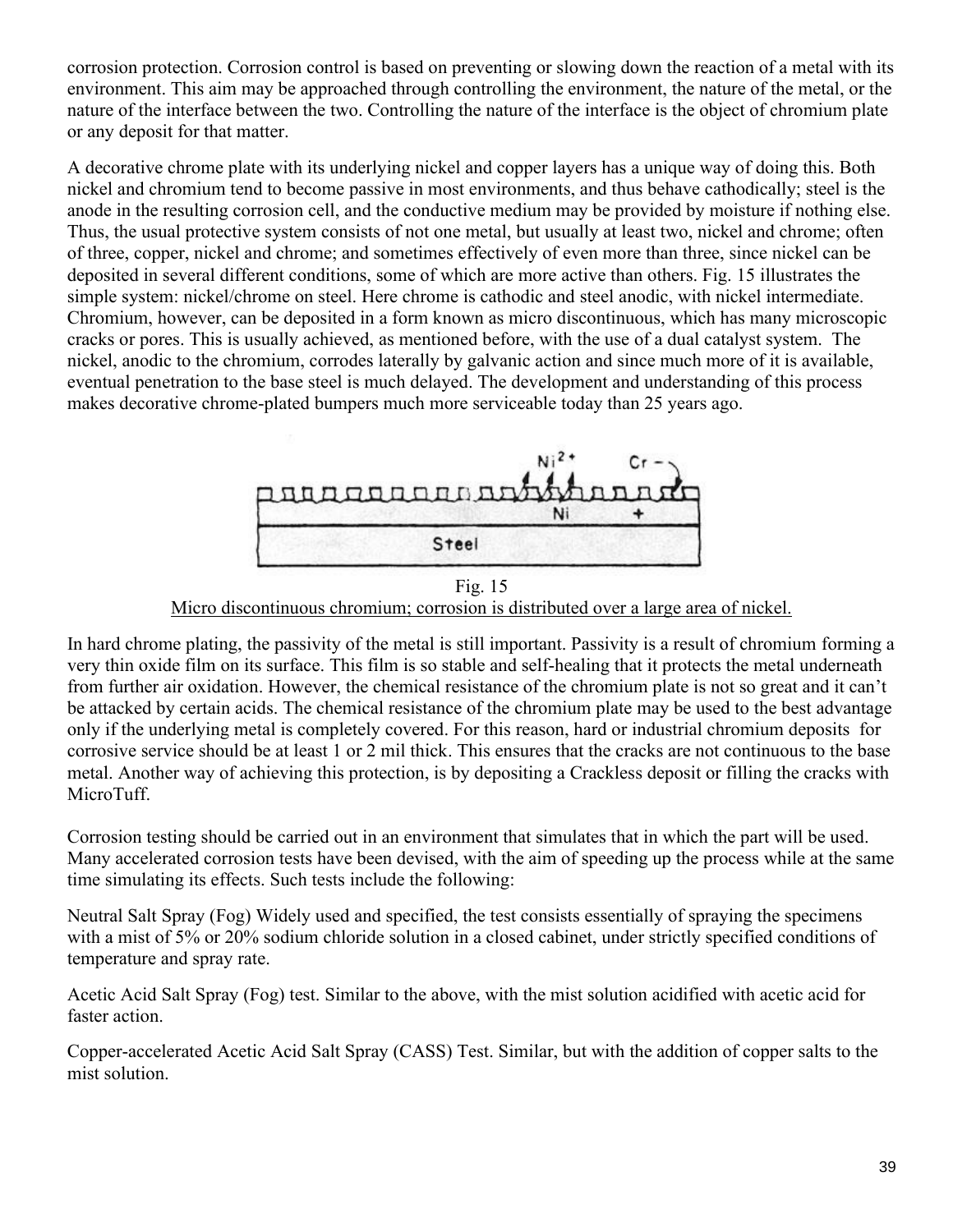corrosion protection. Corrosion control is based on preventing or slowing down the reaction of a metal with its environment. This aim may be approached through controlling the environment, the nature of the metal, or the nature of the interface between the two. Controlling the nature of the interface is the object of chromium plate or any deposit for that matter.

A decorative chrome plate with its underlying nickel and copper layers has a unique way of doing this. Both nickel and chromium tend to become passive in most environments, and thus behave cathodically; steel is the anode in the resulting corrosion cell, and the conductive medium may be provided by moisture if nothing else. Thus, the usual protective system consists of not one metal, but usually at least two, nickel and chrome; often of three, copper, nickel and chrome; and sometimes effectively of even more than three, since nickel can be deposited in several different conditions, some of which are more active than others. Fig. 15 illustrates the simple system: nickel/chrome on steel. Here chrome is cathodic and steel anodic, with nickel intermediate. Chromium, however, can be deposited in a form known as micro discontinuous, which has many microscopic cracks or pores. This is usually achieved, as mentioned before, with the use of a dual catalyst system. The nickel, anodic to the chromium, corrodes laterally by galvanic action and since much more of it is available, eventual penetration to the base steel is much delayed. The development and understanding of this process makes decorative chrome-plated bumpers much more serviceable today than 25 years ago.

Fig. 15
Micro discontinuous chromium; corrosion is distributed over a large area of nickel.

In hard chrome plating, the passivity of the metal is still important. Passivity is a result of chromium forming a very thin oxide film on its surface. This film is so stable and self-healing that it protects the metal underneath from further air oxidation. However, the chemical resistance of the chromium plate is not so great and it can't be attacked by certain acids. The chemical resistance of the chromium plate may be used to the best advantage only if the underlying metal is completely covered. For this reason, hard or industrial chromium deposits for corrosive service should be at least 1 or 2 mil thick. This ensures that the cracks are not continuous to the base metal. Another way of achieving this protection, is by depositing a Crackless deposit or filling the cracks with MicroTuff.

Corrosion testing should be carried out in an environment that simulates that in which the part will be used. Many accelerated corrosion tests have been devised, with the aim of speeding up the process while at the same time simulating its effects. Such tests include the following:

Neutral Salt Spray (Fog) Widely used and specified, the test consists essentially of spraying the specimens with a mist of 5% or 20% sodium chloride solution in a closed cabinet, under strictly specified conditions of temperature and spray rate.

Acetic Acid Salt Spray (Fog) test. Similar to the above, with the mist solution acidified with acetic acid for faster action.

Copper-accelerated Acetic Acid Salt Spray (CASS) Test. Similar, but with the addition of copper salts to the mist solution.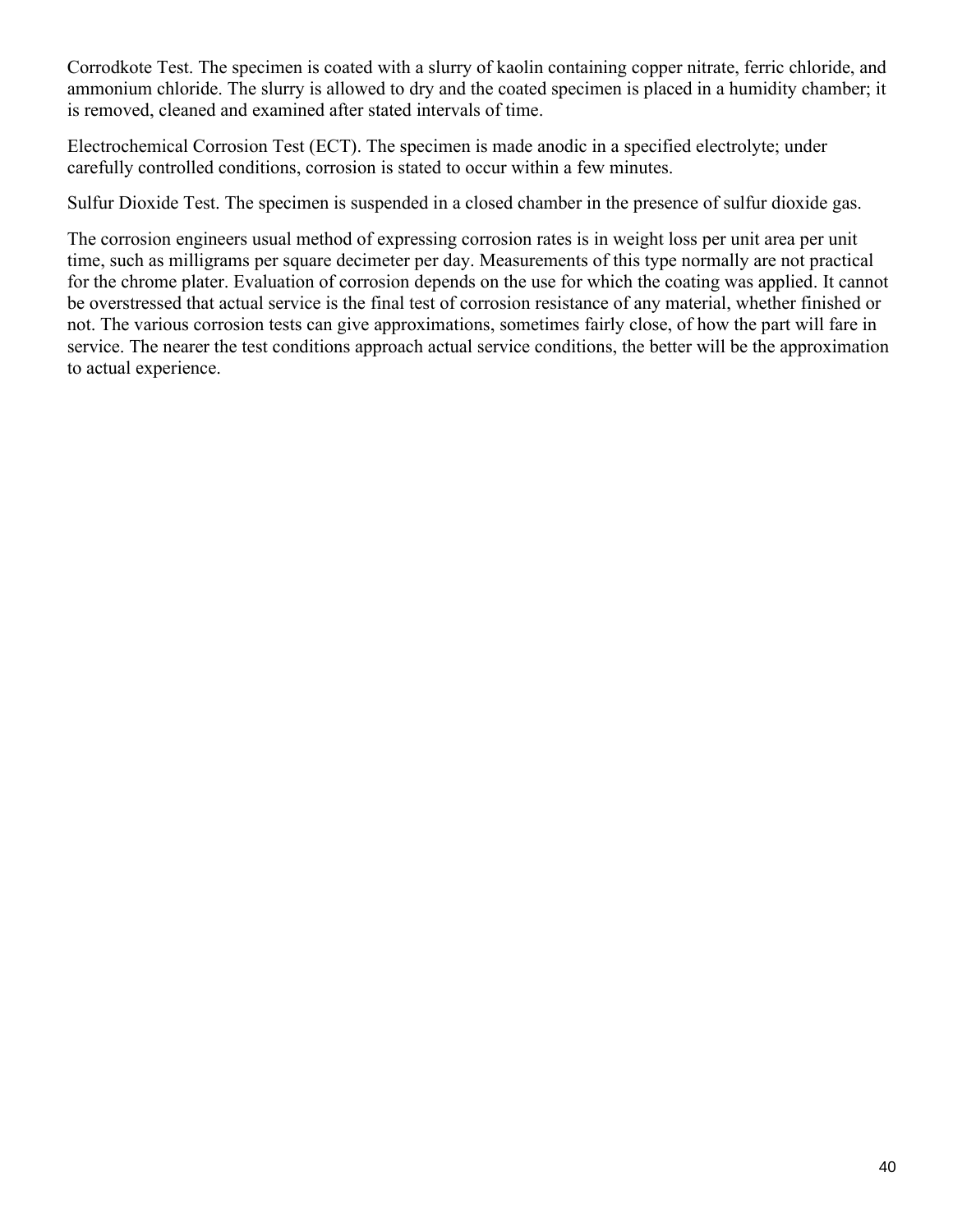Corrodkote Test. The specimen is coated with a slurry of kaolin containing copper nitrate, ferric chloride, and ammonium chloride. The slurry is allowed to dry and the coated specimen is placed in a humidity chamber; it is removed, cleaned and examined after stated intervals of time.

Electrochemical Corrosion Test (ECT). The specimen is made anodic in a specified electrolyte; under carefully controlled conditions, corrosion is stated to occur within a few minutes.

Sulfur Dioxide Test. The specimen is suspended in a closed chamber in the presence of sulfur dioxide gas.

The corrosion engineers usual method of expressing corrosion rates is in weight loss per unit area per unit time, such as milligrams per square decimeter per day. Measurements of this type normally are not practical for the chrome plater. Evaluation of corrosion depends on the use for which the coating was applied. It cannot be overstressed that actual service is the final test of corrosion resistance of any material, whether finished or not. The various corrosion tests can give approximations, sometimes fairly close, of how the part will fare in service. The nearer the test conditions approach actual service conditions, the better will be the approximation to actual experience.